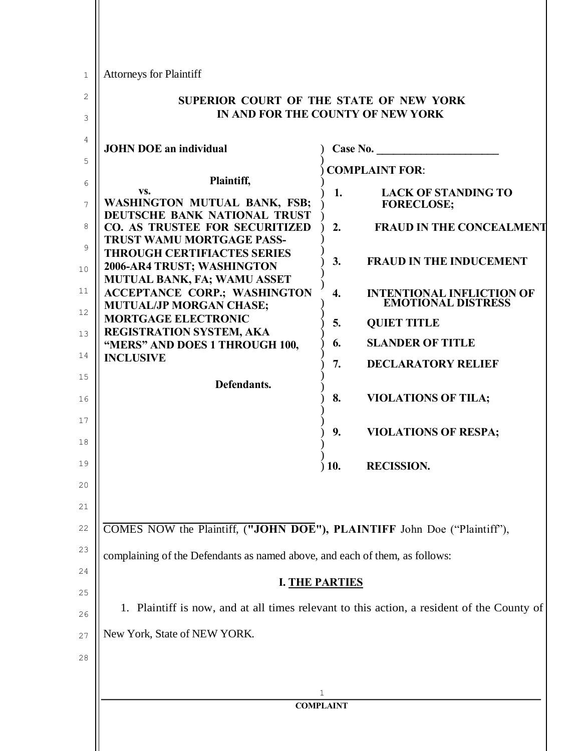Attorneys for Plaintiff

**SUPERIOR COURT OF THE STATE OF NEW YORK**
**IN AND FOR THE COUNTY OF NEW YORK**

**JOHN DOE an individual**

**Plaintiff,**

**vs.**

**WASHINGTON MUTUAL BANK, FSB; DEUTSCHE BANK NATIONAL TRUST CO. AS TRUSTEE FOR SECURITIZED TRUST WAMU MORTGAGE PASS-THROUGH CERTIFIACTES SERIES 2006-AR4 TRUST; WASHINGTON MUTUAL BANK, FA; WAMU ASSET ACCEPTANCE CORP.; WASHINGTON MUTUAL/JP MORGAN CHASE; MORTGAGE ELECTRONIC REGISTRATION SYSTEM, AKA "MERS" AND DOES 1 THROUGH 100, INCLUSIVE**

**Defendants.**

**Case No. \_\_\_\_\_\_\_\_\_\_\_\_\_\_\_\_\_\_\_\_\_\_**

**COMPLAINT FOR**:

1. **LACK OF STANDING TO FORECLOSE;**
2. **FRAUD IN THE CONCEALMENT**
3. **FRAUD IN THE INDUCEMENT**
4. **INTENTIONAL INFLICTION OF EMOTIONAL DISTRESS**
5. **QUIET TITLE**
6. **SLANDER OF TITLE**
7. **DECLARATORY RELIEF**
8. **VIOLATIONS OF TILA;**
9. **VIOLATIONS OF RESPA;**
10. **RECISSION.**

COMES NOW the Plaintiff, (**"JOHN DOE"), PLAINTIFF** John Doe ("Plaintiff"), complaining of the Defendants as named above, and each of them, as follows:

## I. THE PARTIES

1. Plaintiff is now, and at all times relevant to this action, a resident of the County of New York, State of NEW YORK.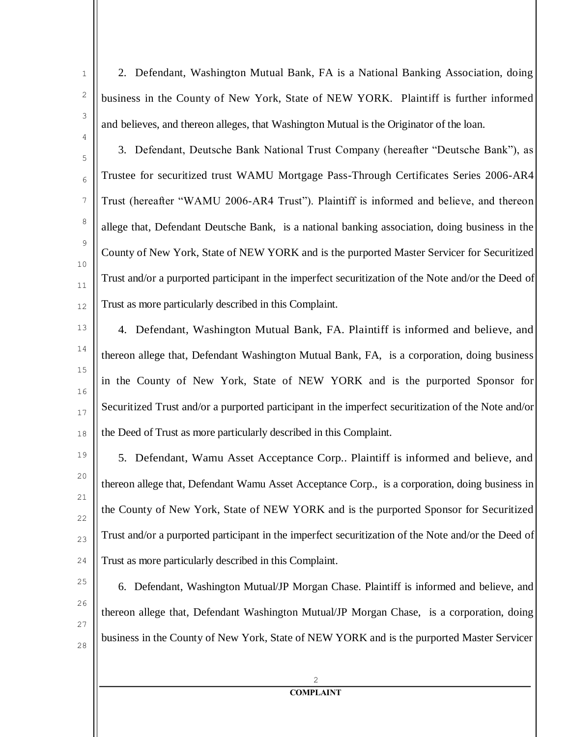2. Defendant, Washington Mutual Bank, FA is a National Banking Association, doing business in the County of New York, State of NEW YORK. Plaintiff is further informed and believes, and thereon alleges, that Washington Mutual is the Originator of the loan.

3. Defendant, Deutsche Bank National Trust Company (hereafter "Deutsche Bank"), as Trustee for securitized trust WAMU Mortgage Pass-Through Certificates Series 2006-AR4 Trust (hereafter "WAMU 2006-AR4 Trust"). Plaintiff is informed and believe, and thereon allege that, Defendant Deutsche Bank, is a national banking association, doing business in the County of New York, State of NEW YORK and is the purported Master Servicer for Securitized Trust and/or a purported participant in the imperfect securitization of the Note and/or the Deed of Trust as more particularly described in this Complaint.

4. Defendant, Washington Mutual Bank, FA. Plaintiff is informed and believe, and thereon allege that, Defendant Washington Mutual Bank, FA, is a corporation, doing business in the County of New York, State of NEW YORK and is the purported Sponsor for Securitized Trust and/or a purported participant in the imperfect securitization of the Note and/or the Deed of Trust as more particularly described in this Complaint.

5. Defendant, Wamu Asset Acceptance Corp.. Plaintiff is informed and believe, and thereon allege that, Defendant Wamu Asset Acceptance Corp., is a corporation, doing business in the County of New York, State of NEW YORK and is the purported Sponsor for Securitized Trust and/or a purported participant in the imperfect securitization of the Note and/or the Deed of Trust as more particularly described in this Complaint.

6. Defendant, Washington Mutual/JP Morgan Chase. Plaintiff is informed and believe, and thereon allege that, Defendant Washington Mutual/JP Morgan Chase, is a corporation, doing business in the County of New York, State of NEW YORK and is the purported Master Servicer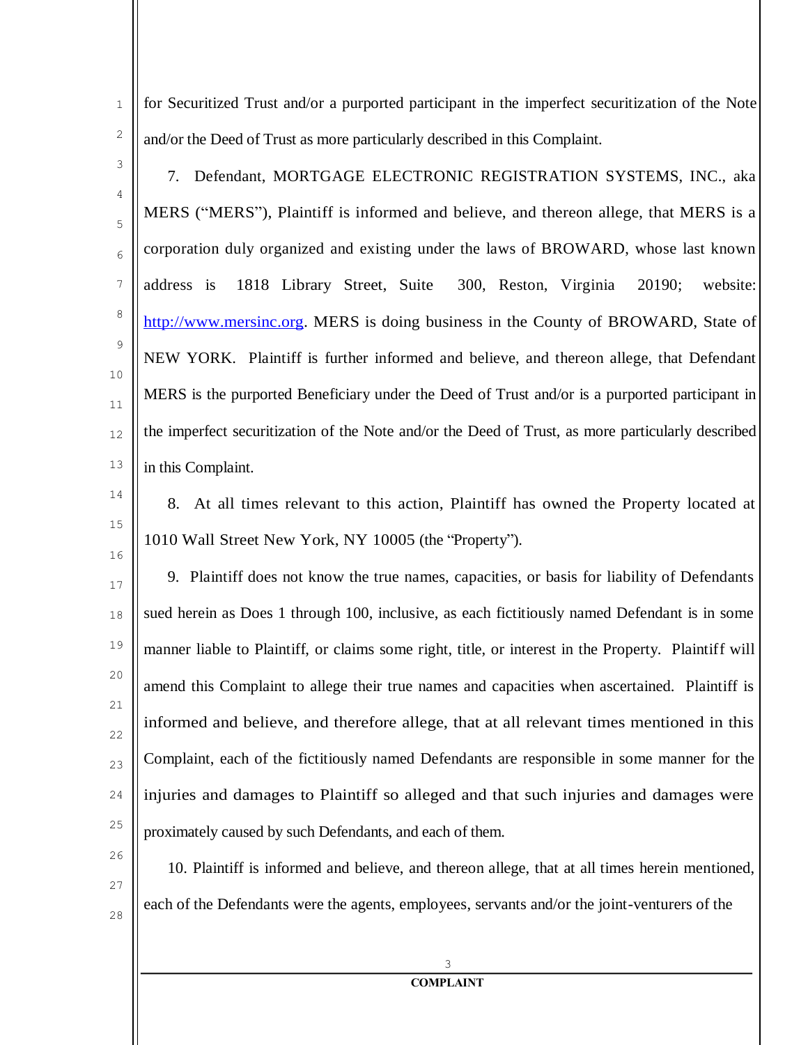for Securitized Trust and/or a purported participant in the imperfect securitization of the Note and/or the Deed of Trust as more particularly described in this Complaint.

7. Defendant, MORTGAGE ELECTRONIC REGISTRATION SYSTEMS, INC., aka MERS ("MERS"), Plaintiff is informed and believe, and thereon allege, that MERS is a corporation duly organized and existing under the laws of BROWARD, whose last known address is 1818 Library Street, Suite 300, Reston, Virginia 20190; website: http://www.mersinc.org. MERS is doing business in the County of BROWARD, State of NEW YORK. Plaintiff is further informed and believe, and thereon allege, that Defendant MERS is the purported Beneficiary under the Deed of Trust and/or is a purported participant in the imperfect securitization of the Note and/or the Deed of Trust, as more particularly described in this Complaint.

8. At all times relevant to this action, Plaintiff has owned the Property located at 1010 Wall Street New York, NY 10005 (the "Property").

9. Plaintiff does not know the true names, capacities, or basis for liability of Defendants sued herein as Does 1 through 100, inclusive, as each fictitiously named Defendant is in some manner liable to Plaintiff, or claims some right, title, or interest in the Property. Plaintiff will amend this Complaint to allege their true names and capacities when ascertained. Plaintiff is informed and believe, and therefore allege, that at all relevant times mentioned in this Complaint, each of the fictitiously named Defendants are responsible in some manner for the injuries and damages to Plaintiff so alleged and that such injuries and damages were proximately caused by such Defendants, and each of them.

10. Plaintiff is informed and believe, and thereon allege, that at all times herein mentioned, each of the Defendants were the agents, employees, servants and/or the joint-venturers of the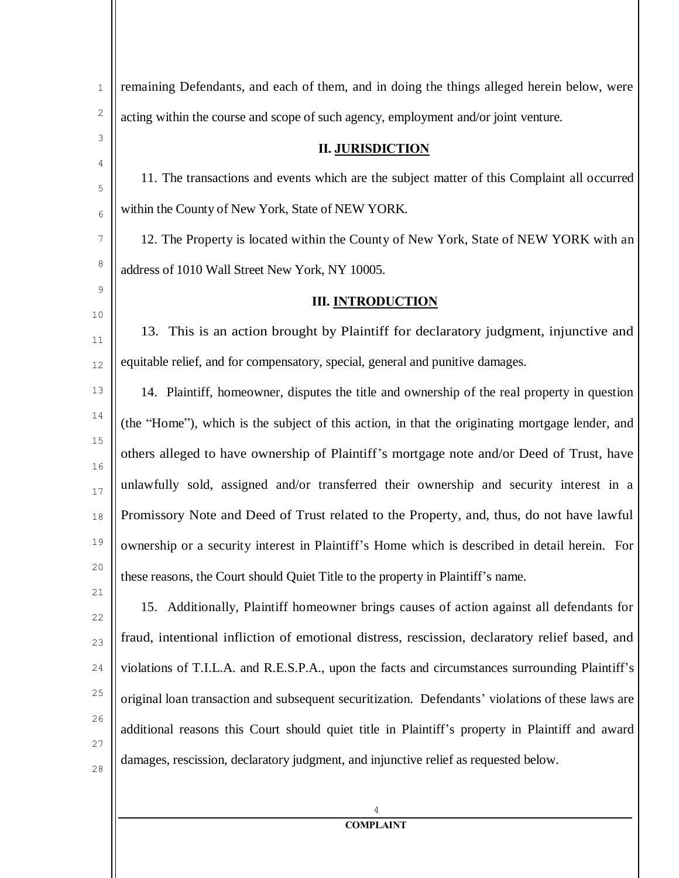remaining Defendants, and each of them, and in doing the things alleged herein below, were acting within the course and scope of such agency, employment and/or joint venture.

## II. JURISDICTION

11. The transactions and events which are the subject matter of this Complaint all occurred within the County of New York, State of NEW YORK.

12. The Property is located within the County of New York, State of NEW YORK with an address of 1010 Wall Street New York, NY 10005.

## III. INTRODUCTION

13. This is an action brought by Plaintiff for declaratory judgment, injunctive and equitable relief, and for compensatory, special, general and punitive damages.

14. Plaintiff, homeowner, disputes the title and ownership of the real property in question (the "Home"), which is the subject of this action, in that the originating mortgage lender, and others alleged to have ownership of Plaintiff's mortgage note and/or Deed of Trust, have unlawfully sold, assigned and/or transferred their ownership and security interest in a Promissory Note and Deed of Trust related to the Property, and, thus, do not have lawful ownership or a security interest in Plaintiff's Home which is described in detail herein. For these reasons, the Court should Quiet Title to the property in Plaintiff's name.

15. Additionally, Plaintiff homeowner brings causes of action against all defendants for fraud, intentional infliction of emotional distress, rescission, declaratory relief based, and violations of T.I.L.A. and R.E.S.P.A., upon the facts and circumstances surrounding Plaintiff's original loan transaction and subsequent securitization. Defendants' violations of these laws are additional reasons this Court should quiet title in Plaintiff's property in Plaintiff and award damages, rescission, declaratory judgment, and injunctive relief as requested below.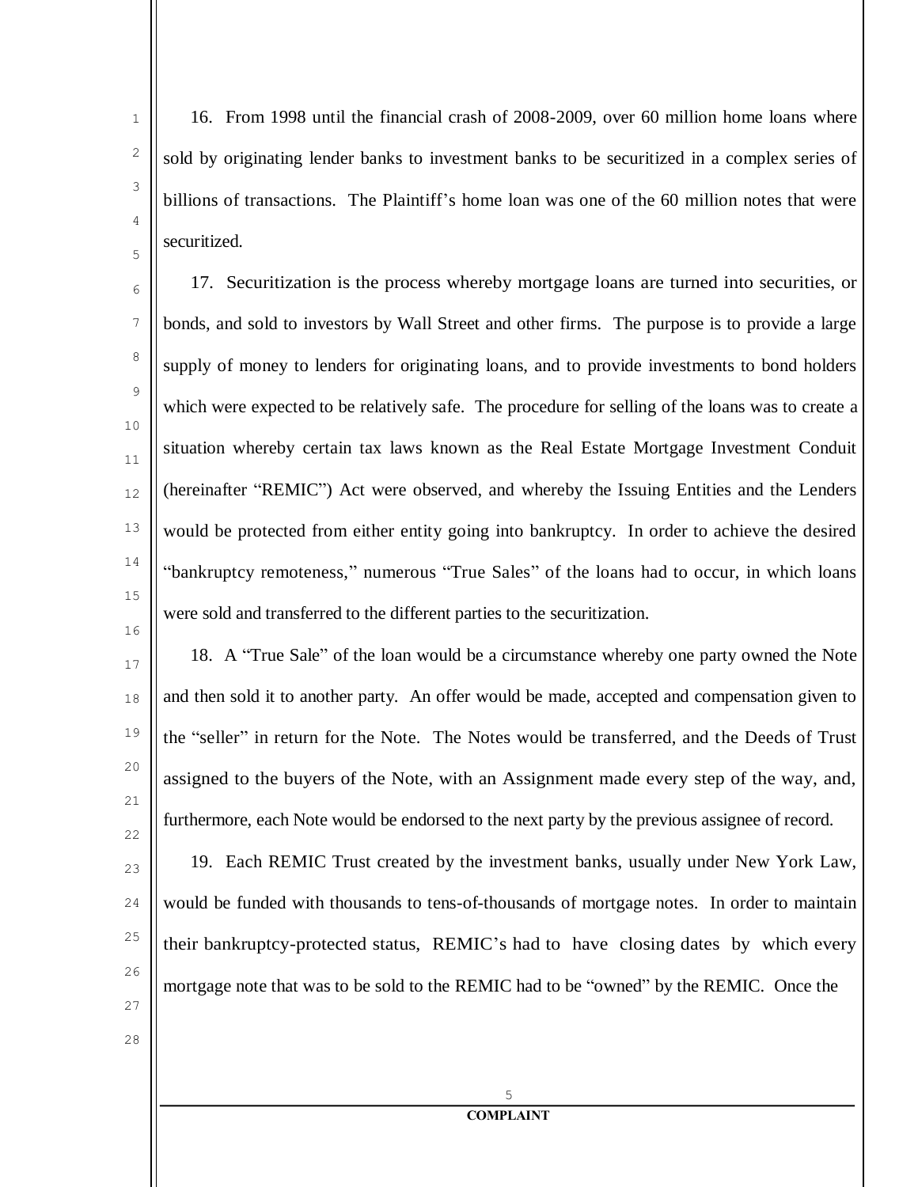16. From 1998 until the financial crash of 2008-2009, over 60 million home loans where sold by originating lender banks to investment banks to be securitized in a complex series of billions of transactions. The Plaintiff's home loan was one of the 60 million notes that were securitized.

17. Securitization is the process whereby mortgage loans are turned into securities, or bonds, and sold to investors by Wall Street and other firms. The purpose is to provide a large supply of money to lenders for originating loans, and to provide investments to bond holders which were expected to be relatively safe. The procedure for selling of the loans was to create a situation whereby certain tax laws known as the Real Estate Mortgage Investment Conduit (hereinafter "REMIC") Act were observed, and whereby the Issuing Entities and the Lenders would be protected from either entity going into bankruptcy. In order to achieve the desired "bankruptcy remoteness," numerous "True Sales" of the loans had to occur, in which loans were sold and transferred to the different parties to the securitization.

18. A "True Sale" of the loan would be a circumstance whereby one party owned the Note and then sold it to another party. An offer would be made, accepted and compensation given to the "seller" in return for the Note. The Notes would be transferred, and the Deeds of Trust assigned to the buyers of the Note, with an Assignment made every step of the way, and, furthermore, each Note would be endorsed to the next party by the previous assignee of record.

19. Each REMIC Trust created by the investment banks, usually under New York Law, would be funded with thousands to tens-of-thousands of mortgage notes. In order to maintain their bankruptcy-protected status, REMIC's had to have closing dates by which every mortgage note that was to be sold to the REMIC had to be "owned" by the REMIC. Once the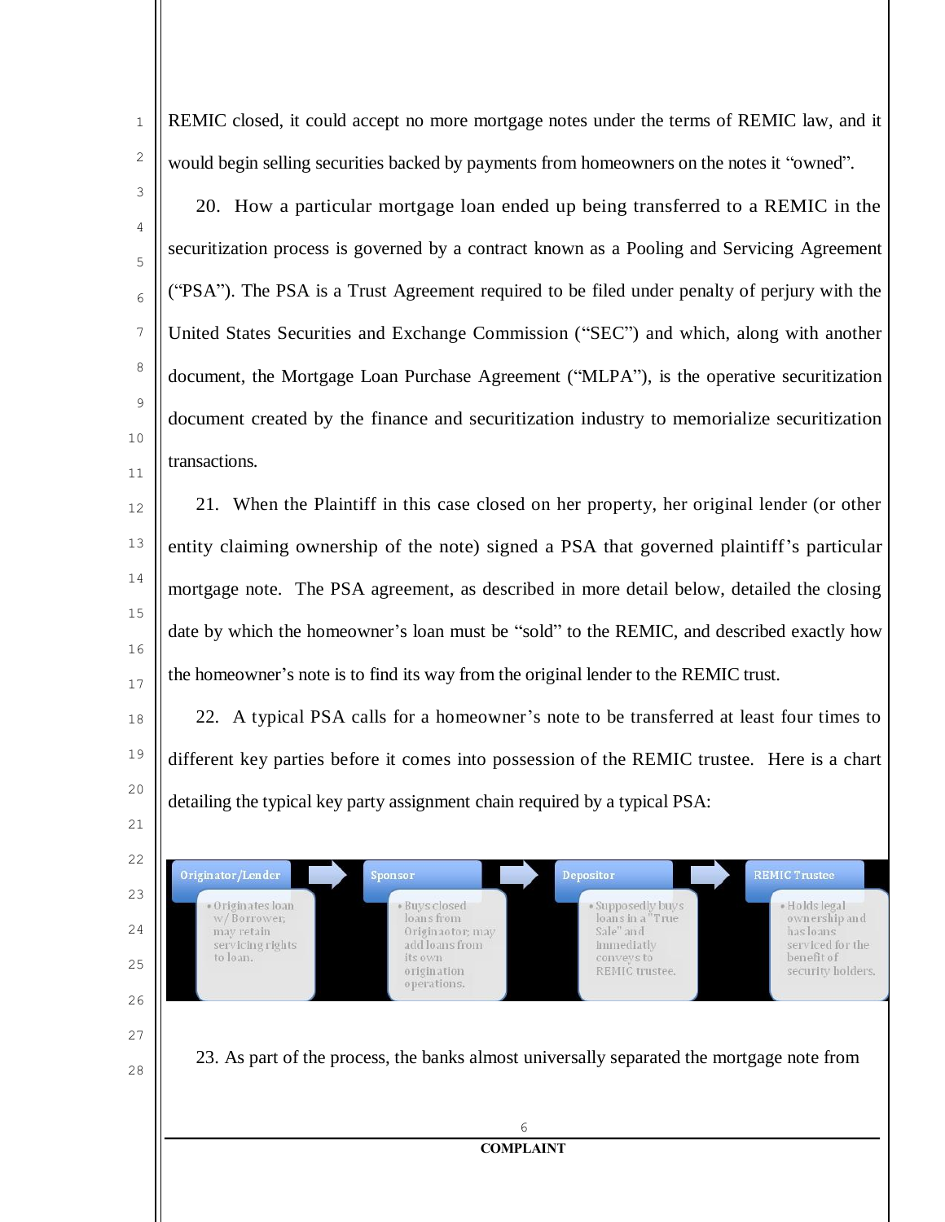REMIC closed, it could accept no more mortgage notes under the terms of REMIC law, and it would begin selling securities backed by payments from homeowners on the notes it "owned".

20. How a particular mortgage loan ended up being transferred to a REMIC in the securitization process is governed by a contract known as a Pooling and Servicing Agreement ("PSA"). The PSA is a Trust Agreement required to be filed under penalty of perjury with the United States Securities and Exchange Commission ("SEC") and which, along with another document, the Mortgage Loan Purchase Agreement ("MLPA"), is the operative securitization document created by the finance and securitization industry to memorialize securitization transactions.

21. When the Plaintiff in this case closed on her property, her original lender (or other entity claiming ownership of the note) signed a PSA that governed plaintiff's particular mortgage note. The PSA agreement, as described in more detail below, detailed the closing date by which the homeowner's loan must be "sold" to the REMIC, and described exactly how the homeowner's note is to find its way from the original lender to the REMIC trust.

22. A typical PSA calls for a homeowner's note to be transferred at least four times to different key parties before it comes into possession of the REMIC trustee. Here is a chart detailing the typical key party assignment chain required by a typical PSA:

| Originator/Lender | Sponsor | Depositor | REMIC Trustee |
|---|---|---|---|
| • Originates loan w/ Borrower; may retain servicing rights to loan. | • Buys closed loans from Originator; may add loans from its own origination operations. | • Supposedly buys loans in a "True Sale" and immediatly conveys to REMIC trustee. | • Holds legal ownership and has loans serviced for the benefit of security holders. |

23. As part of the process, the banks almost universally separated the mortgage note from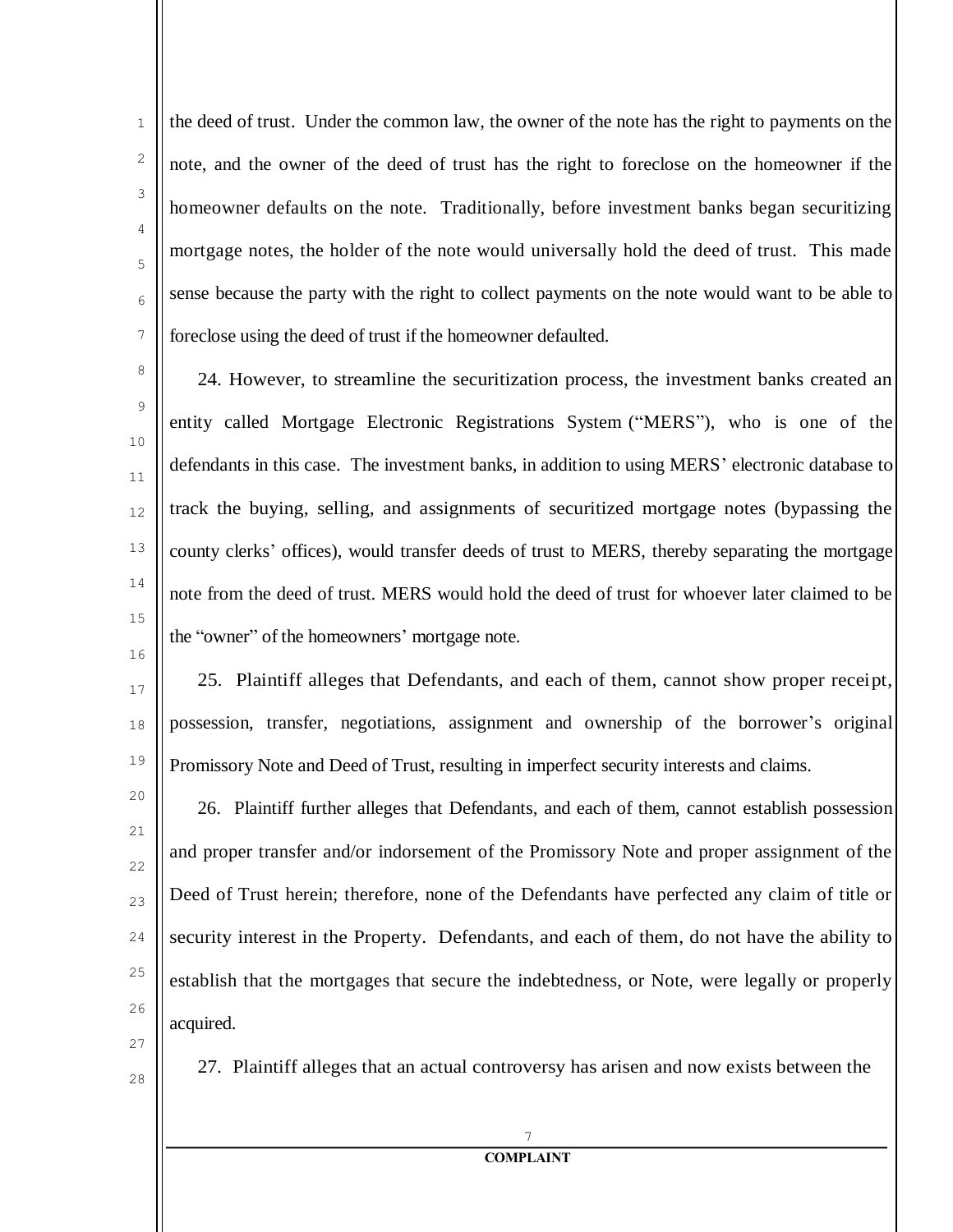the deed of trust. Under the common law, the owner of the note has the right to payments on the note, and the owner of the deed of trust has the right to foreclose on the homeowner if the homeowner defaults on the note. Traditionally, before investment banks began securitizing mortgage notes, the holder of the note would universally hold the deed of trust. This made sense because the party with the right to collect payments on the note would want to be able to foreclose using the deed of trust if the homeowner defaulted.

24. However, to streamline the securitization process, the investment banks created an entity called Mortgage Electronic Registrations System ("MERS"), who is one of the defendants in this case. The investment banks, in addition to using MERS' electronic database to track the buying, selling, and assignments of securitized mortgage notes (bypassing the county clerks' offices), would transfer deeds of trust to MERS, thereby separating the mortgage note from the deed of trust. MERS would hold the deed of trust for whoever later claimed to be the "owner" of the homeowners' mortgage note.

25. Plaintiff alleges that Defendants, and each of them, cannot show proper receipt, possession, transfer, negotiations, assignment and ownership of the borrower's original Promissory Note and Deed of Trust, resulting in imperfect security interests and claims.

26. Plaintiff further alleges that Defendants, and each of them, cannot establish possession and proper transfer and/or indorsement of the Promissory Note and proper assignment of the Deed of Trust herein; therefore, none of the Defendants have perfected any claim of title or security interest in the Property. Defendants, and each of them, do not have the ability to establish that the mortgages that secure the indebtedness, or Note, were legally or properly acquired.

27. Plaintiff alleges that an actual controversy has arisen and now exists between the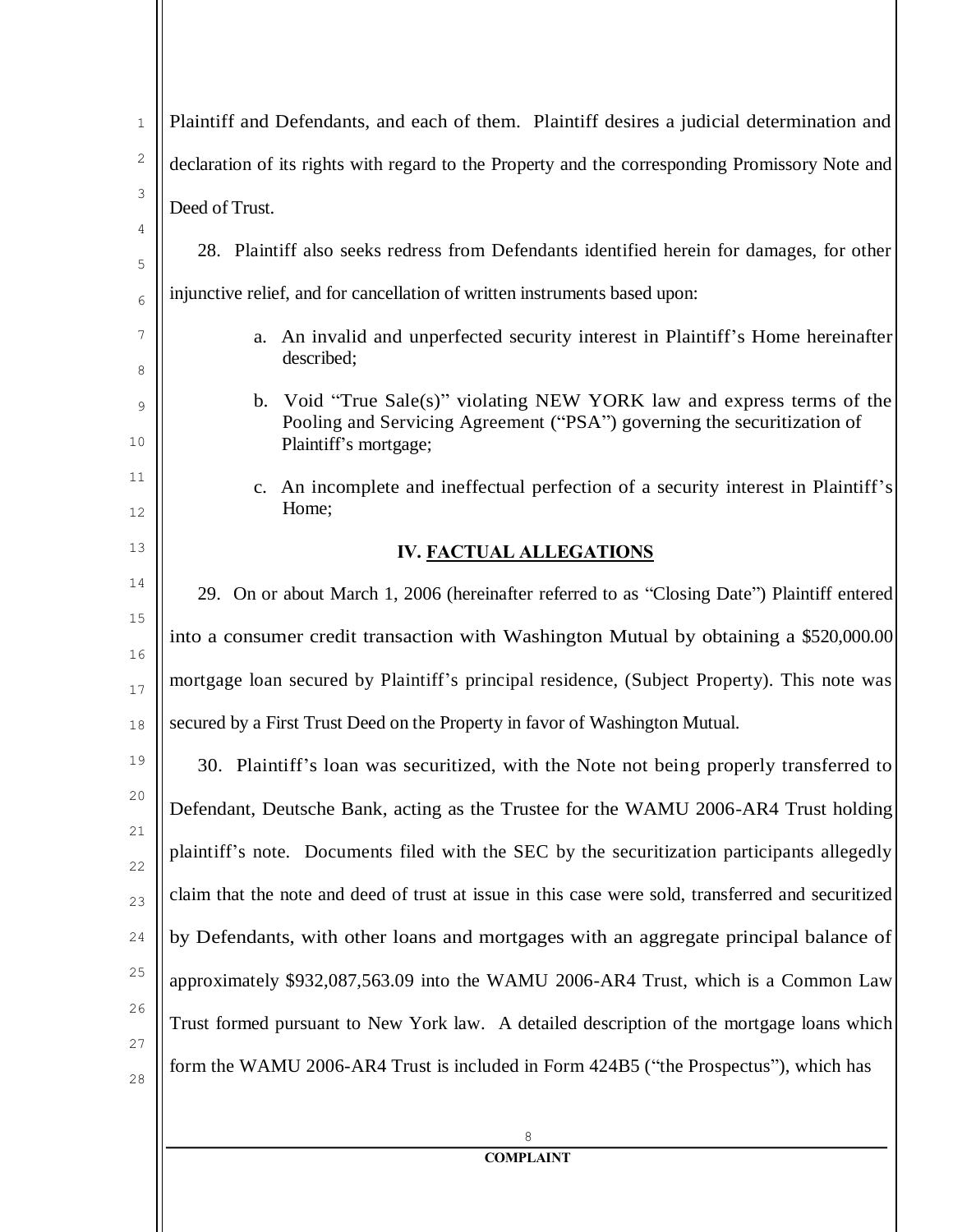Plaintiff and Defendants, and each of them. Plaintiff desires a judicial determination and declaration of its rights with regard to the Property and the corresponding Promissory Note and Deed of Trust.

28. Plaintiff also seeks redress from Defendants identified herein for damages, for other injunctive relief, and for cancellation of written instruments based upon:

a. An invalid and unperfected security interest in Plaintiff's Home hereinafter described;

b. Void "True Sale(s)" violating NEW YORK law and express terms of the Pooling and Servicing Agreement ("PSA") governing the securitization of Plaintiff's mortgage;

c. An incomplete and ineffectual perfection of a security interest in Plaintiff's Home;

## IV. FACTUAL ALLEGATIONS

29. On or about March 1, 2006 (hereinafter referred to as "Closing Date") Plaintiff entered into a consumer credit transaction with Washington Mutual by obtaining a $520,000.00 mortgage loan secured by Plaintiff's principal residence, (Subject Property). This note was secured by a First Trust Deed on the Property in favor of Washington Mutual.

30. Plaintiff's loan was securitized, with the Note not being properly transferred to Defendant, Deutsche Bank, acting as the Trustee for the WAMU 2006-AR4 Trust holding plaintiff's note. Documents filed with the SEC by the securitization participants allegedly claim that the note and deed of trust at issue in this case were sold, transferred and securitized by Defendants, with other loans and mortgages with an aggregate principal balance of approximately $932,087,563.09 into the WAMU 2006-AR4 Trust, which is a Common Law Trust formed pursuant to New York law. A detailed description of the mortgage loans which form the WAMU 2006-AR4 Trust is included in Form 424B5 ("the Prospectus"), which has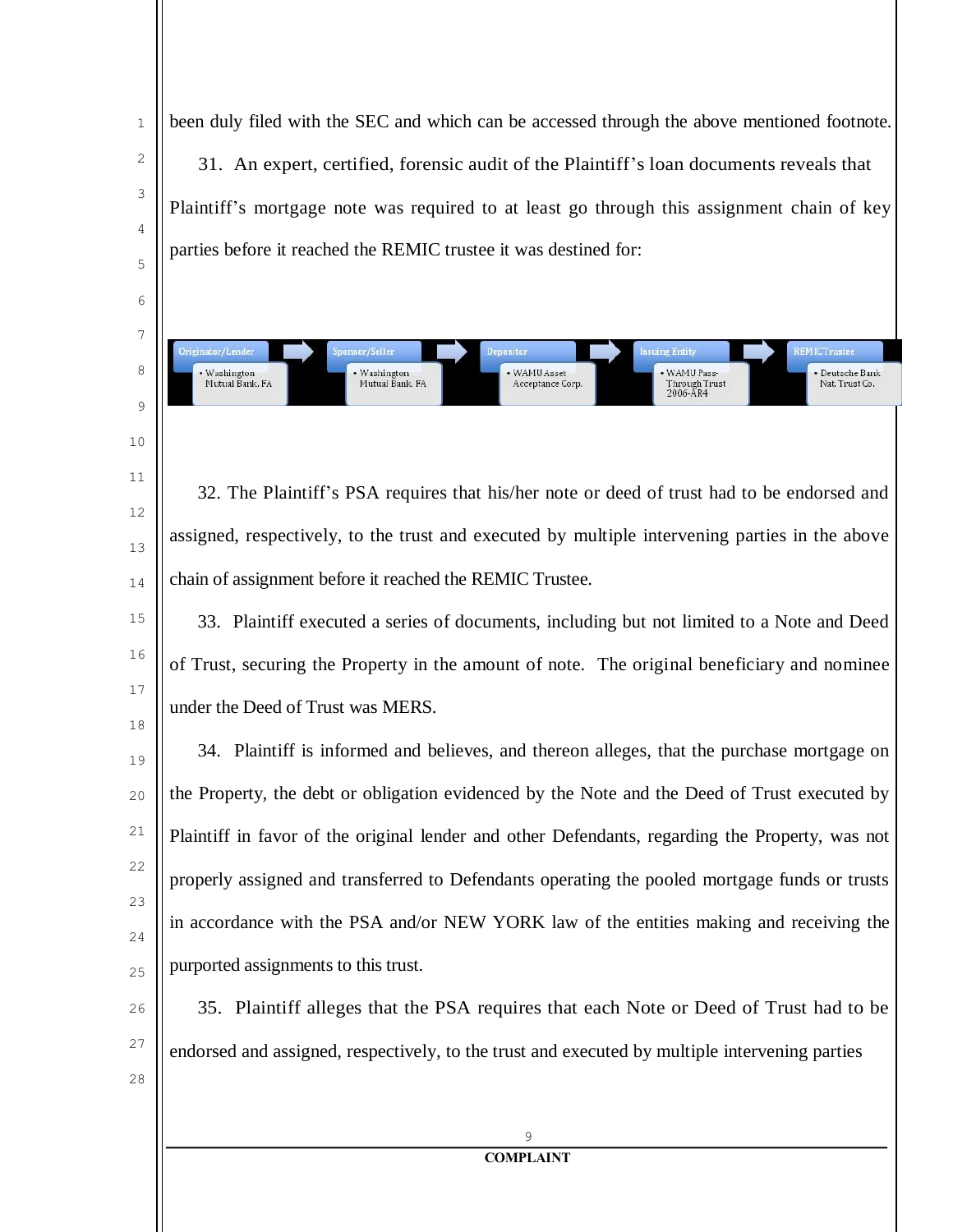been duly filed with the SEC and which can be accessed through the above mentioned footnote.

31. An expert, certified, forensic audit of the Plaintiff's loan documents reveals that Plaintiff's mortgage note was required to at least go through this assignment chain of key parties before it reached the REMIC trustee it was destined for:

| Originator/Lender | → | Sponsor/Seller | → | Depositor | → | Issuing Entity | → | REMIC Trustee |
|---|---|---|---|---|---|---|---|---|
| • Washington Mutual Bank, FA | | • Washington Mutual Bank, FA | | • WAMU Asset Acceptance Corp. | | • WAMU Pass-Through Trust 2006-AR4 | | • Deutsche Bank Nat. Trust Co. |

32. The Plaintiff's PSA requires that his/her note or deed of trust had to be endorsed and assigned, respectively, to the trust and executed by multiple intervening parties in the above chain of assignment before it reached the REMIC Trustee.

33. Plaintiff executed a series of documents, including but not limited to a Note and Deed of Trust, securing the Property in the amount of note. The original beneficiary and nominee under the Deed of Trust was MERS.

34. Plaintiff is informed and believes, and thereon alleges, that the purchase mortgage on the Property, the debt or obligation evidenced by the Note and the Deed of Trust executed by Plaintiff in favor of the original lender and other Defendants, regarding the Property, was not properly assigned and transferred to Defendants operating the pooled mortgage funds or trusts in accordance with the PSA and/or NEW YORK law of the entities making and receiving the purported assignments to this trust.

35. Plaintiff alleges that the PSA requires that each Note or Deed of Trust had to be endorsed and assigned, respectively, to the trust and executed by multiple intervening parties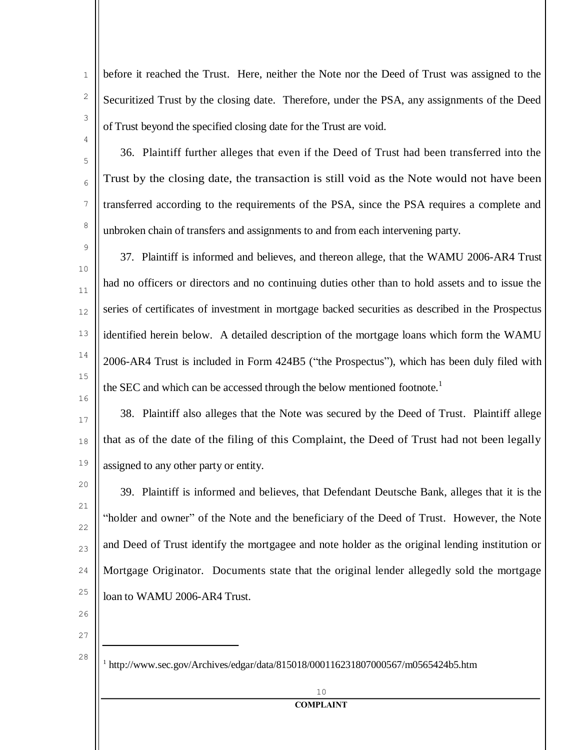before it reached the Trust. Here, neither the Note nor the Deed of Trust was assigned to the Securitized Trust by the closing date. Therefore, under the PSA, any assignments of the Deed of Trust beyond the specified closing date for the Trust are void.

36. Plaintiff further alleges that even if the Deed of Trust had been transferred into the Trust by the closing date, the transaction is still void as the Note would not have been transferred according to the requirements of the PSA, since the PSA requires a complete and unbroken chain of transfers and assignments to and from each intervening party.

37. Plaintiff is informed and believes, and thereon allege, that the WAMU 2006-AR4 Trust had no officers or directors and no continuing duties other than to hold assets and to issue the series of certificates of investment in mortgage backed securities as described in the Prospectus identified herein below. A detailed description of the mortgage loans which form the WAMU 2006-AR4 Trust is included in Form 424B5 ("the Prospectus"), which has been duly filed with the SEC and which can be accessed through the below mentioned footnote.[1]

38. Plaintiff also alleges that the Note was secured by the Deed of Trust. Plaintiff allege that as of the date of the filing of this Complaint, the Deed of Trust had not been legally assigned to any other party or entity.

39. Plaintiff is informed and believes, that Defendant Deutsche Bank, alleges that it is the "holder and owner" of the Note and the beneficiary of the Deed of Trust. However, the Note and Deed of Trust identify the mortgagee and note holder as the original lending institution or Mortgage Originator. Documents state that the original lender allegedly sold the mortgage loan to WAMU 2006-AR4 Trust.

---

[1] http://www.sec.gov/Archives/edgar/data/815018/000116231807000567/m0565424b5.htm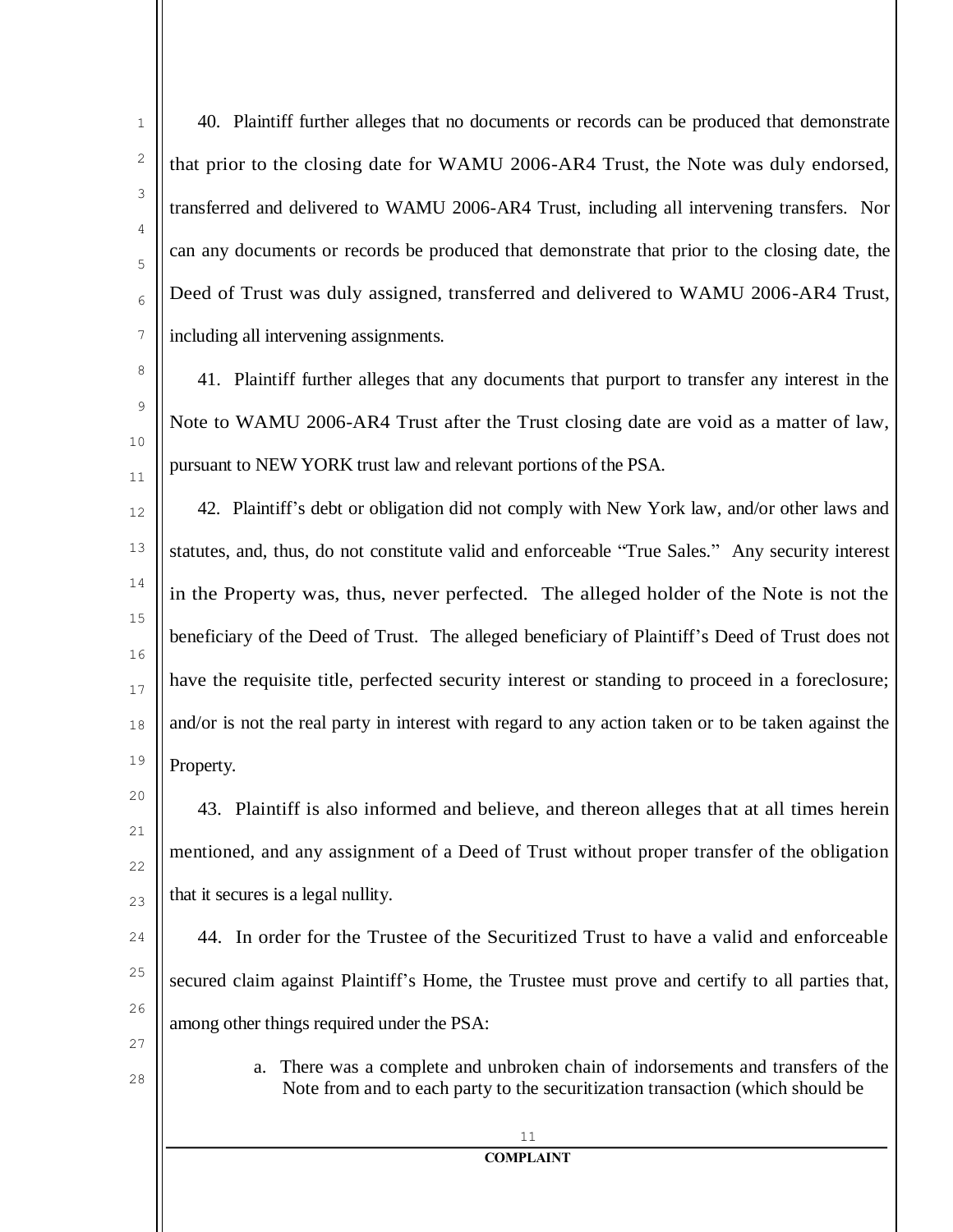40. Plaintiff further alleges that no documents or records can be produced that demonstrate that prior to the closing date for WAMU 2006-AR4 Trust, the Note was duly endorsed, transferred and delivered to WAMU 2006-AR4 Trust, including all intervening transfers. Nor can any documents or records be produced that demonstrate that prior to the closing date, the Deed of Trust was duly assigned, transferred and delivered to WAMU 2006-AR4 Trust, including all intervening assignments.

41. Plaintiff further alleges that any documents that purport to transfer any interest in the Note to WAMU 2006-AR4 Trust after the Trust closing date are void as a matter of law, pursuant to NEW YORK trust law and relevant portions of the PSA.

42. Plaintiff's debt or obligation did not comply with New York law, and/or other laws and statutes, and, thus, do not constitute valid and enforceable "True Sales." Any security interest in the Property was, thus, never perfected. The alleged holder of the Note is not the beneficiary of the Deed of Trust. The alleged beneficiary of Plaintiff's Deed of Trust does not have the requisite title, perfected security interest or standing to proceed in a foreclosure; and/or is not the real party in interest with regard to any action taken or to be taken against the Property.

43. Plaintiff is also informed and believe, and thereon alleges that at all times herein mentioned, and any assignment of a Deed of Trust without proper transfer of the obligation that it secures is a legal nullity.

44. In order for the Trustee of the Securitized Trust to have a valid and enforceable secured claim against Plaintiff's Home, the Trustee must prove and certify to all parties that, among other things required under the PSA:

a. There was a complete and unbroken chain of indorsements and transfers of the Note from and to each party to the securitization transaction (which should be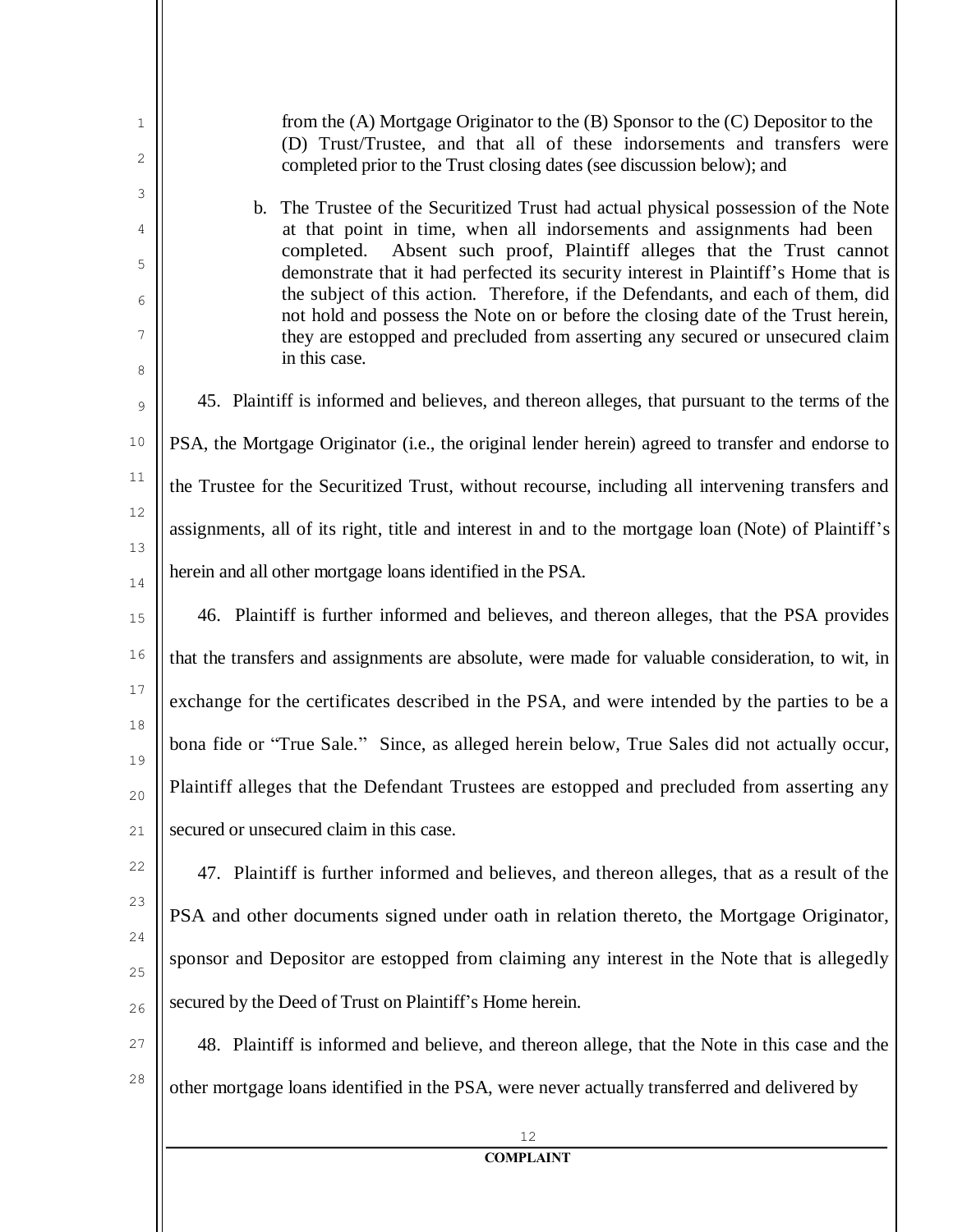from the (A) Mortgage Originator to the (B) Sponsor to the (C) Depositor to the (D) Trust/Trustee, and that all of these indorsements and transfers were completed prior to the Trust closing dates (see discussion below); and

b. The Trustee of the Securitized Trust had actual physical possession of the Note at that point in time, when all indorsements and assignments had been completed. Absent such proof, Plaintiff alleges that the Trust cannot demonstrate that it had perfected its security interest in Plaintiff's Home that is the subject of this action. Therefore, if the Defendants, and each of them, did not hold and possess the Note on or before the closing date of the Trust herein, they are estopped and precluded from asserting any secured or unsecured claim in this case.

45. Plaintiff is informed and believes, and thereon alleges, that pursuant to the terms of the PSA, the Mortgage Originator (i.e., the original lender herein) agreed to transfer and endorse to the Trustee for the Securitized Trust, without recourse, including all intervening transfers and assignments, all of its right, title and interest in and to the mortgage loan (Note) of Plaintiff's herein and all other mortgage loans identified in the PSA.

46. Plaintiff is further informed and believes, and thereon alleges, that the PSA provides that the transfers and assignments are absolute, were made for valuable consideration, to wit, in exchange for the certificates described in the PSA, and were intended by the parties to be a bona fide or "True Sale." Since, as alleged herein below, True Sales did not actually occur, Plaintiff alleges that the Defendant Trustees are estopped and precluded from asserting any secured or unsecured claim in this case.

47. Plaintiff is further informed and believes, and thereon alleges, that as a result of the PSA and other documents signed under oath in relation thereto, the Mortgage Originator, sponsor and Depositor are estopped from claiming any interest in the Note that is allegedly secured by the Deed of Trust on Plaintiff's Home herein.

48. Plaintiff is informed and believe, and thereon allege, that the Note in this case and the other mortgage loans identified in the PSA, were never actually transferred and delivered by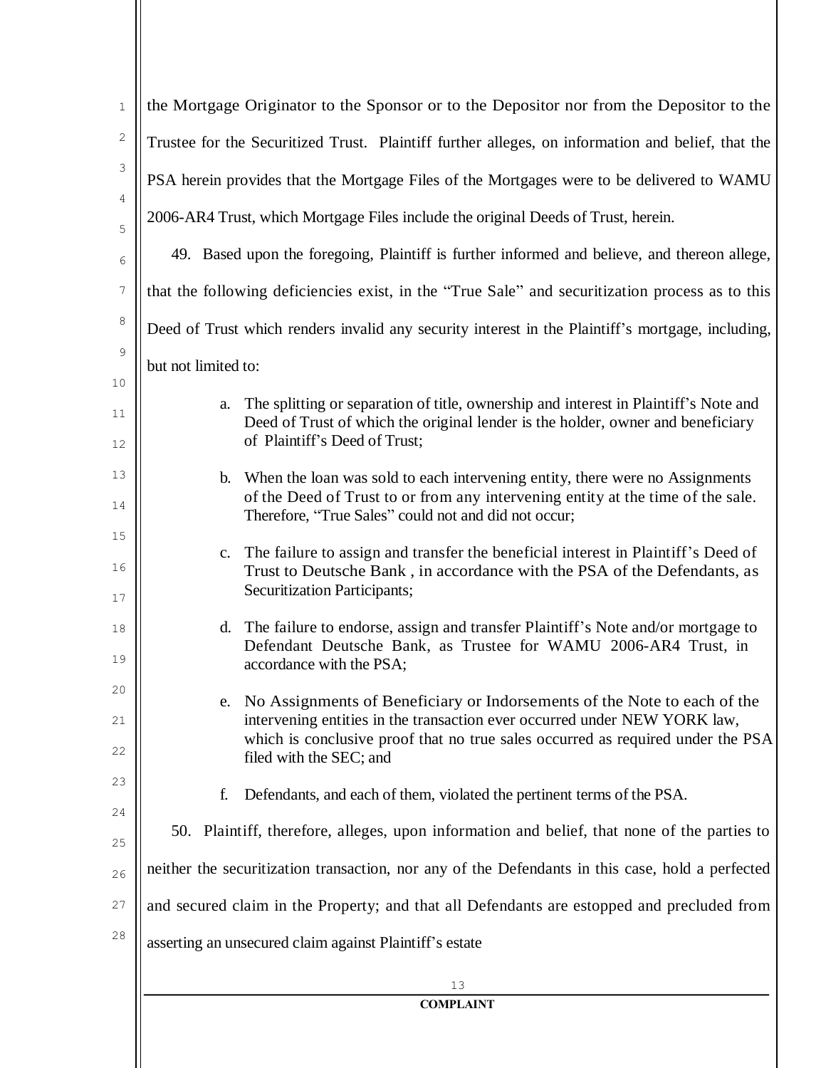the Mortgage Originator to the Sponsor or to the Depositor nor from the Depositor to the Trustee for the Securitized Trust. Plaintiff further alleges, on information and belief, that the PSA herein provides that the Mortgage Files of the Mortgages were to be delivered to WAMU 2006-AR4 Trust, which Mortgage Files include the original Deeds of Trust, herein.

49. Based upon the foregoing, Plaintiff is further informed and believe, and thereon allege, that the following deficiencies exist, in the "True Sale" and securitization process as to this Deed of Trust which renders invalid any security interest in the Plaintiff's mortgage, including, but not limited to:

a. The splitting or separation of title, ownership and interest in Plaintiff's Note and Deed of Trust of which the original lender is the holder, owner and beneficiary of Plaintiff's Deed of Trust;

b. When the loan was sold to each intervening entity, there were no Assignments of the Deed of Trust to or from any intervening entity at the time of the sale. Therefore, "True Sales" could not and did not occur;

c. The failure to assign and transfer the beneficial interest in Plaintiff's Deed of Trust to Deutsche Bank , in accordance with the PSA of the Defendants, as Securitization Participants;

d. The failure to endorse, assign and transfer Plaintiff's Note and/or mortgage to Defendant Deutsche Bank, as Trustee for WAMU 2006-AR4 Trust, in accordance with the PSA;

e. No Assignments of Beneficiary or Indorsements of the Note to each of the intervening entities in the transaction ever occurred under NEW YORK law, which is conclusive proof that no true sales occurred as required under the PSA filed with the SEC; and

f. Defendants, and each of them, violated the pertinent terms of the PSA.

50. Plaintiff, therefore, alleges, upon information and belief, that none of the parties to neither the securitization transaction, nor any of the Defendants in this case, hold a perfected and secured claim in the Property; and that all Defendants are estopped and precluded from asserting an unsecured claim against Plaintiff's estate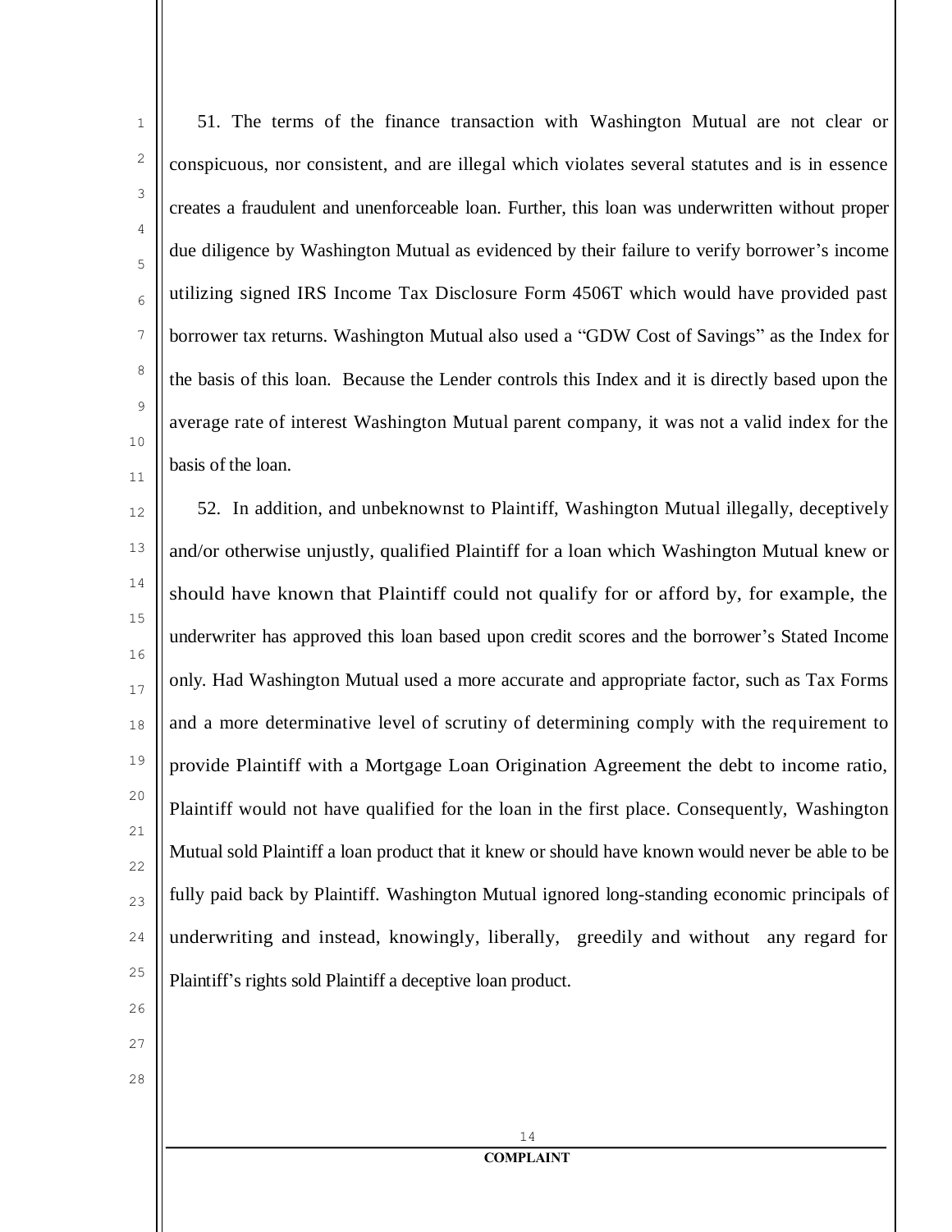51. The terms of the finance transaction with Washington Mutual are not clear or conspicuous, nor consistent, and are illegal which violates several statutes and is in essence creates a fraudulent and unenforceable loan. Further, this loan was underwritten without proper due diligence by Washington Mutual as evidenced by their failure to verify borrower's income utilizing signed IRS Income Tax Disclosure Form 4506T which would have provided past borrower tax returns. Washington Mutual also used a "GDW Cost of Savings" as the Index for the basis of this loan. Because the Lender controls this Index and it is directly based upon the average rate of interest Washington Mutual parent company, it was not a valid index for the basis of the loan.

52. In addition, and unbeknownst to Plaintiff, Washington Mutual illegally, deceptively and/or otherwise unjustly, qualified Plaintiff for a loan which Washington Mutual knew or should have known that Plaintiff could not qualify for or afford by, for example, the underwriter has approved this loan based upon credit scores and the borrower's Stated Income only. Had Washington Mutual used a more accurate and appropriate factor, such as Tax Forms and a more determinative level of scrutiny of determining comply with the requirement to provide Plaintiff with a Mortgage Loan Origination Agreement the debt to income ratio, Plaintiff would not have qualified for the loan in the first place. Consequently, Washington Mutual sold Plaintiff a loan product that it knew or should have known would never be able to be fully paid back by Plaintiff. Washington Mutual ignored long-standing economic principals of underwriting and instead, knowingly, liberally, greedily and without any regard for Plaintiff's rights sold Plaintiff a deceptive loan product.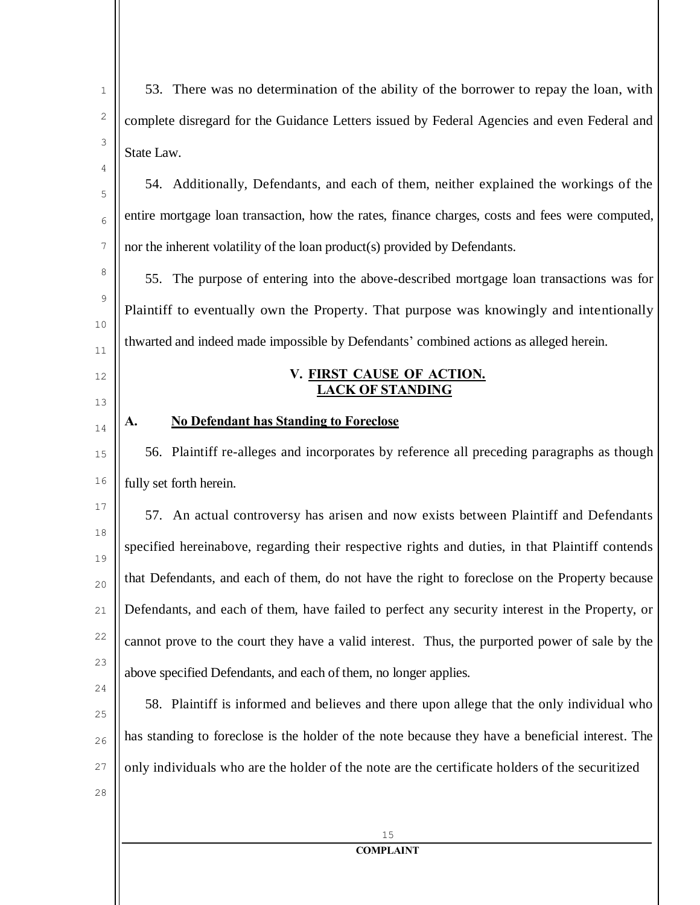53. There was no determination of the ability of the borrower to repay the loan, with complete disregard for the Guidance Letters issued by Federal Agencies and even Federal and State Law.

54. Additionally, Defendants, and each of them, neither explained the workings of the entire mortgage loan transaction, how the rates, finance charges, costs and fees were computed, nor the inherent volatility of the loan product(s) provided by Defendants.

55. The purpose of entering into the above-described mortgage loan transactions was for Plaintiff to eventually own the Property. That purpose was knowingly and intentionally thwarted and indeed made impossible by Defendants' combined actions as alleged herein.

## V. FIRST CAUSE OF ACTION. LACK OF STANDING

### A. No Defendant has Standing to Foreclose

56. Plaintiff re-alleges and incorporates by reference all preceding paragraphs as though fully set forth herein.

57. An actual controversy has arisen and now exists between Plaintiff and Defendants specified hereinabove, regarding their respective rights and duties, in that Plaintiff contends that Defendants, and each of them, do not have the right to foreclose on the Property because Defendants, and each of them, have failed to perfect any security interest in the Property, or cannot prove to the court they have a valid interest. Thus, the purported power of sale by the above specified Defendants, and each of them, no longer applies.

58. Plaintiff is informed and believes and there upon allege that the only individual who has standing to foreclose is the holder of the note because they have a beneficial interest. The only individuals who are the holder of the note are the certificate holders of the securitized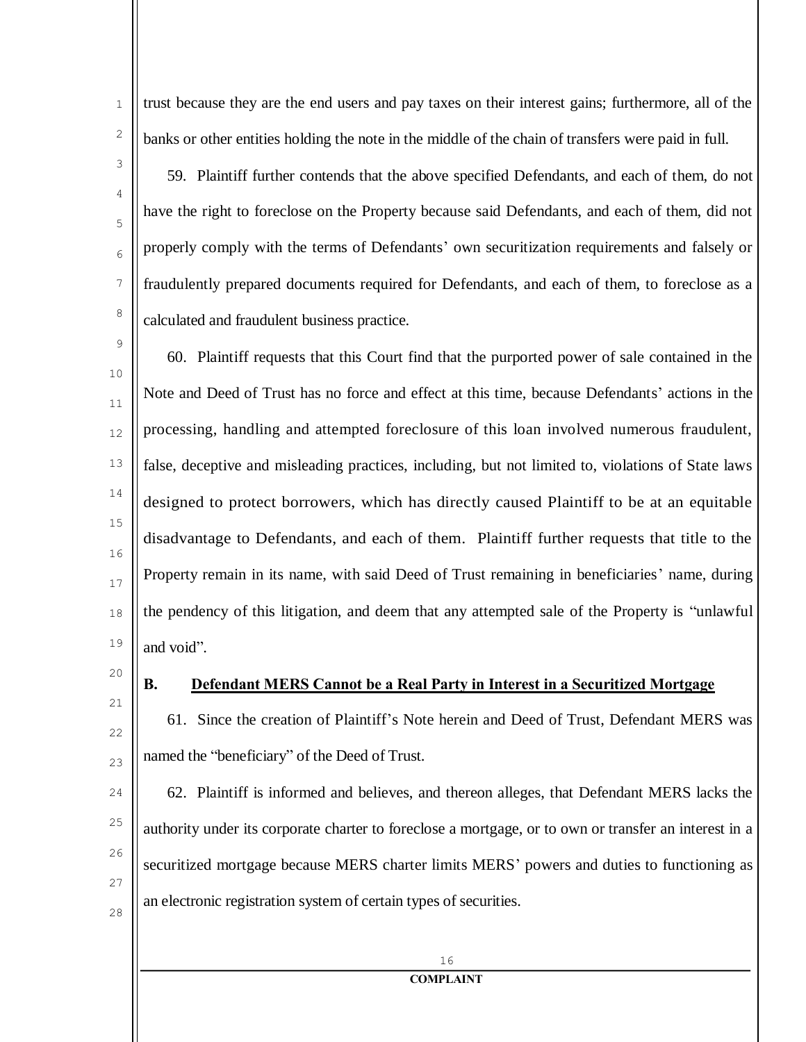trust because they are the end users and pay taxes on their interest gains; furthermore, all of the banks or other entities holding the note in the middle of the chain of transfers were paid in full.

59. Plaintiff further contends that the above specified Defendants, and each of them, do not have the right to foreclose on the Property because said Defendants, and each of them, did not properly comply with the terms of Defendants' own securitization requirements and falsely or fraudulently prepared documents required for Defendants, and each of them, to foreclose as a calculated and fraudulent business practice.

60. Plaintiff requests that this Court find that the purported power of sale contained in the Note and Deed of Trust has no force and effect at this time, because Defendants' actions in the processing, handling and attempted foreclosure of this loan involved numerous fraudulent, false, deceptive and misleading practices, including, but not limited to, violations of State laws designed to protect borrowers, which has directly caused Plaintiff to be at an equitable disadvantage to Defendants, and each of them. Plaintiff further requests that title to the Property remain in its name, with said Deed of Trust remaining in beneficiaries' name, during the pendency of this litigation, and deem that any attempted sale of the Property is "unlawful and void".

**B. <u>Defendant MERS Cannot be a Real Party in Interest in a Securitized Mortgage</u>**

61. Since the creation of Plaintiff's Note herein and Deed of Trust, Defendant MERS was named the "beneficiary" of the Deed of Trust.

62. Plaintiff is informed and believes, and thereon alleges, that Defendant MERS lacks the authority under its corporate charter to foreclose a mortgage, or to own or transfer an interest in a securitized mortgage because MERS charter limits MERS' powers and duties to functioning as an electronic registration system of certain types of securities.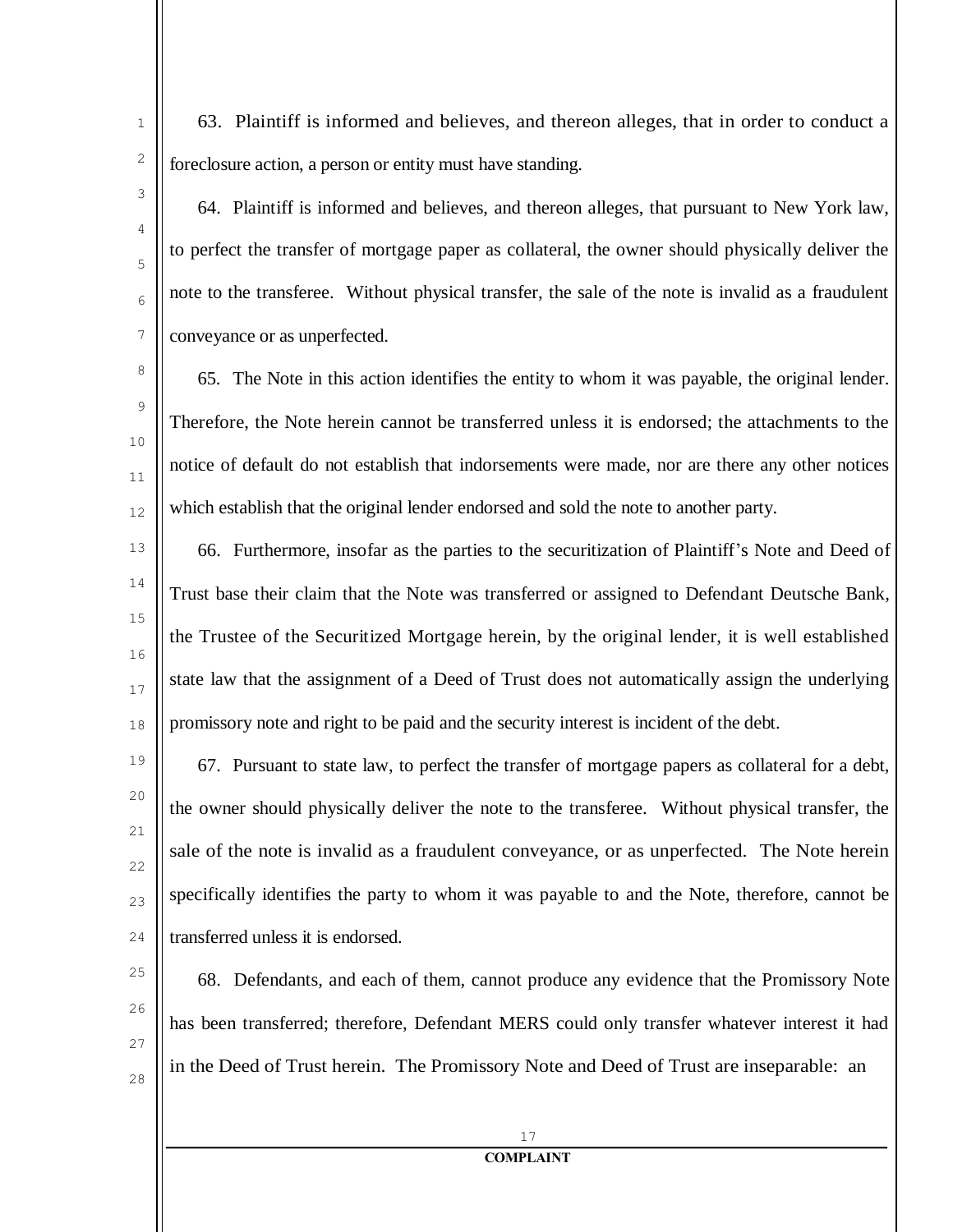63. Plaintiff is informed and believes, and thereon alleges, that in order to conduct a foreclosure action, a person or entity must have standing.

64. Plaintiff is informed and believes, and thereon alleges, that pursuant to New York law, to perfect the transfer of mortgage paper as collateral, the owner should physically deliver the note to the transferee. Without physical transfer, the sale of the note is invalid as a fraudulent conveyance or as unperfected.

65. The Note in this action identifies the entity to whom it was payable, the original lender. Therefore, the Note herein cannot be transferred unless it is endorsed; the attachments to the notice of default do not establish that indorsements were made, nor are there any other notices which establish that the original lender endorsed and sold the note to another party.

66. Furthermore, insofar as the parties to the securitization of Plaintiff's Note and Deed of Trust base their claim that the Note was transferred or assigned to Defendant Deutsche Bank, the Trustee of the Securitized Mortgage herein, by the original lender, it is well established state law that the assignment of a Deed of Trust does not automatically assign the underlying promissory note and right to be paid and the security interest is incident of the debt.

67. Pursuant to state law, to perfect the transfer of mortgage papers as collateral for a debt, the owner should physically deliver the note to the transferee. Without physical transfer, the sale of the note is invalid as a fraudulent conveyance, or as unperfected. The Note herein specifically identifies the party to whom it was payable to and the Note, therefore, cannot be transferred unless it is endorsed.

68. Defendants, and each of them, cannot produce any evidence that the Promissory Note has been transferred; therefore, Defendant MERS could only transfer whatever interest it had in the Deed of Trust herein. The Promissory Note and Deed of Trust are inseparable: an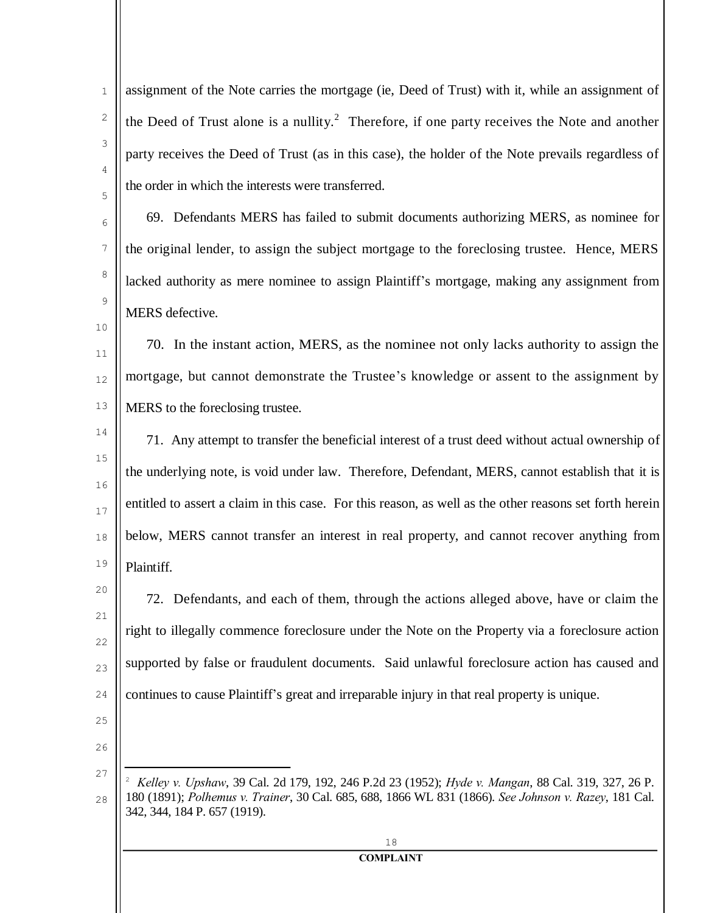assignment of the Note carries the mortgage (ie, Deed of Trust) with it, while an assignment of the Deed of Trust alone is a nullity.[2] Therefore, if one party receives the Note and another party receives the Deed of Trust (as in this case), the holder of the Note prevails regardless of the order in which the interests were transferred.

69. Defendants MERS has failed to submit documents authorizing MERS, as nominee for the original lender, to assign the subject mortgage to the foreclosing trustee. Hence, MERS lacked authority as mere nominee to assign Plaintiff's mortgage, making any assignment from MERS defective.

70. In the instant action, MERS, as the nominee not only lacks authority to assign the mortgage, but cannot demonstrate the Trustee's knowledge or assent to the assignment by MERS to the foreclosing trustee.

71. Any attempt to transfer the beneficial interest of a trust deed without actual ownership of the underlying note, is void under law. Therefore, Defendant, MERS, cannot establish that it is entitled to assert a claim in this case. For this reason, as well as the other reasons set forth herein below, MERS cannot transfer an interest in real property, and cannot recover anything from Plaintiff.

72. Defendants, and each of them, through the actions alleged above, have or claim the right to illegally commence foreclosure under the Note on the Property via a foreclosure action supported by false or fraudulent documents. Said unlawful foreclosure action has caused and continues to cause Plaintiff's great and irreparable injury in that real property is unique.

---

[2] *Kelley v. Upshaw*, 39 Cal. 2d 179, 192, 246 P.2d 23 (1952); *Hyde v. Mangan*, 88 Cal. 319, 327, 26 P. 180 (1891); *Polhemus v. Trainer*, 30 Cal. 685, 688, 1866 WL 831 (1866). *See Johnson v. Razey*, 181 Cal. 342, 344, 184 P. 657 (1919).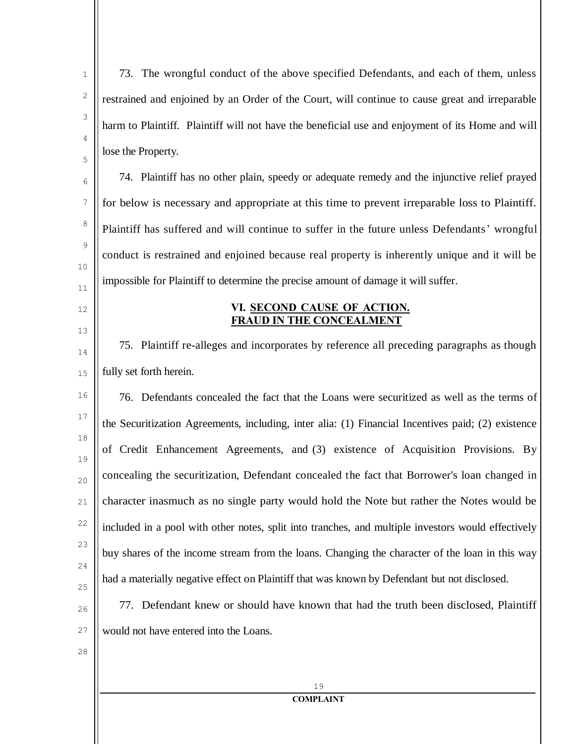73. The wrongful conduct of the above specified Defendants, and each of them, unless restrained and enjoined by an Order of the Court, will continue to cause great and irreparable harm to Plaintiff. Plaintiff will not have the beneficial use and enjoyment of its Home and will lose the Property.

74. Plaintiff has no other plain, speedy or adequate remedy and the injunctive relief prayed for below is necessary and appropriate at this time to prevent irreparable loss to Plaintiff. Plaintiff has suffered and will continue to suffer in the future unless Defendants' wrongful conduct is restrained and enjoined because real property is inherently unique and it will be impossible for Plaintiff to determine the precise amount of damage it will suffer.

## VI. SECOND CAUSE OF ACTION. FRAUD IN THE CONCEALMENT

75. Plaintiff re-alleges and incorporates by reference all preceding paragraphs as though fully set forth herein.

76. Defendants concealed the fact that the Loans were securitized as well as the terms of the Securitization Agreements, including, inter alia: (1) Financial Incentives paid; (2) existence of Credit Enhancement Agreements, and (3) existence of Acquisition Provisions. By concealing the securitization, Defendant concealed the fact that Borrower's loan changed in character inasmuch as no single party would hold the Note but rather the Notes would be included in a pool with other notes, split into tranches, and multiple investors would effectively buy shares of the income stream from the loans. Changing the character of the loan in this way had a materially negative effect on Plaintiff that was known by Defendant but not disclosed.

77. Defendant knew or should have known that had the truth been disclosed, Plaintiff would not have entered into the Loans.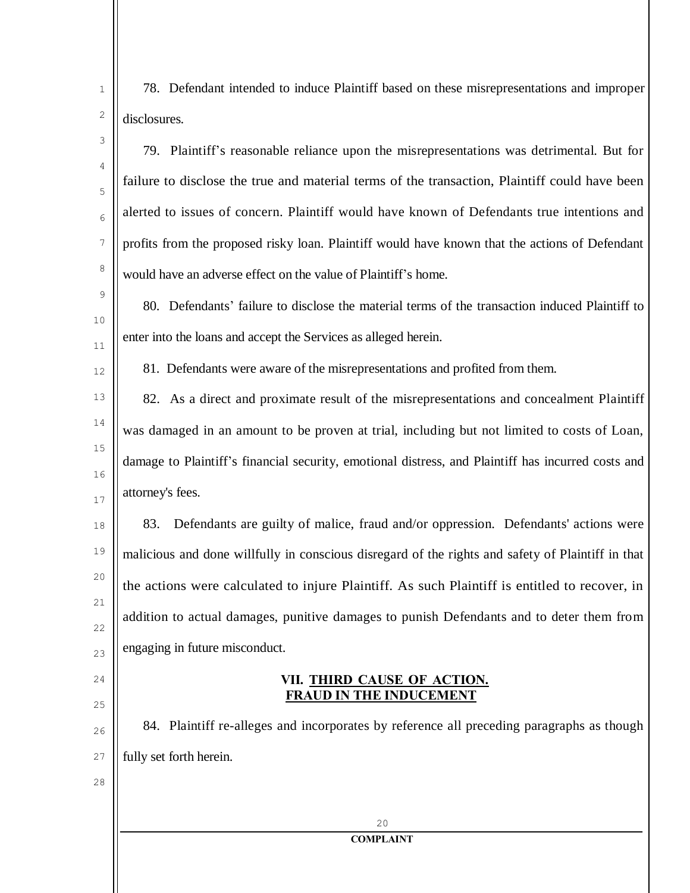78. Defendant intended to induce Plaintiff based on these misrepresentations and improper disclosures.

79. Plaintiff's reasonable reliance upon the misrepresentations was detrimental. But for failure to disclose the true and material terms of the transaction, Plaintiff could have been alerted to issues of concern. Plaintiff would have known of Defendants true intentions and profits from the proposed risky loan. Plaintiff would have known that the actions of Defendant would have an adverse effect on the value of Plaintiff's home.

80. Defendants' failure to disclose the material terms of the transaction induced Plaintiff to enter into the loans and accept the Services as alleged herein.

81. Defendants were aware of the misrepresentations and profited from them.

82. As a direct and proximate result of the misrepresentations and concealment Plaintiff was damaged in an amount to be proven at trial, including but not limited to costs of Loan, damage to Plaintiff's financial security, emotional distress, and Plaintiff has incurred costs and attorney's fees.

83. Defendants are guilty of malice, fraud and/or oppression. Defendants' actions were malicious and done willfully in conscious disregard of the rights and safety of Plaintiff in that the actions were calculated to injure Plaintiff. As such Plaintiff is entitled to recover, in addition to actual damages, punitive damages to punish Defendants and to deter them from engaging in future misconduct.

## VII. THIRD CAUSE OF ACTION. FRAUD IN THE INDUCEMENT

84. Plaintiff re-alleges and incorporates by reference all preceding paragraphs as though fully set forth herein.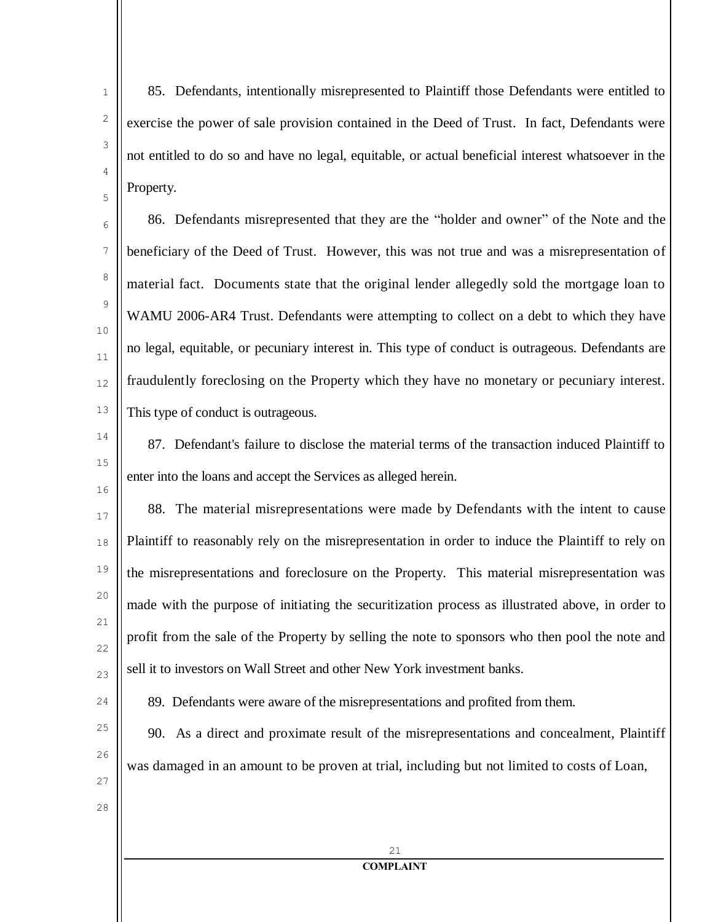85. Defendants, intentionally misrepresented to Plaintiff those Defendants were entitled to exercise the power of sale provision contained in the Deed of Trust. In fact, Defendants were not entitled to do so and have no legal, equitable, or actual beneficial interest whatsoever in the Property.

86. Defendants misrepresented that they are the "holder and owner" of the Note and the beneficiary of the Deed of Trust. However, this was not true and was a misrepresentation of material fact. Documents state that the original lender allegedly sold the mortgage loan to WAMU 2006-AR4 Trust. Defendants were attempting to collect on a debt to which they have no legal, equitable, or pecuniary interest in. This type of conduct is outrageous. Defendants are fraudulently foreclosing on the Property which they have no monetary or pecuniary interest. This type of conduct is outrageous.

87. Defendant's failure to disclose the material terms of the transaction induced Plaintiff to enter into the loans and accept the Services as alleged herein.

88. The material misrepresentations were made by Defendants with the intent to cause Plaintiff to reasonably rely on the misrepresentation in order to induce the Plaintiff to rely on the misrepresentations and foreclosure on the Property. This material misrepresentation was made with the purpose of initiating the securitization process as illustrated above, in order to profit from the sale of the Property by selling the note to sponsors who then pool the note and sell it to investors on Wall Street and other New York investment banks.

89. Defendants were aware of the misrepresentations and profited from them.

90. As a direct and proximate result of the misrepresentations and concealment, Plaintiff was damaged in an amount to be proven at trial, including but not limited to costs of Loan,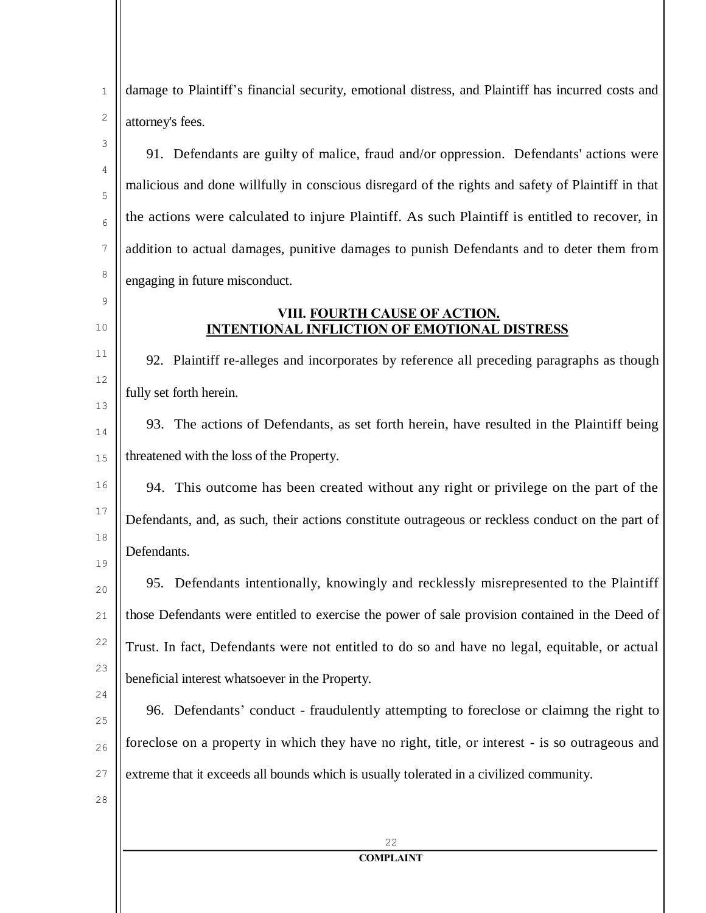damage to Plaintiff's financial security, emotional distress, and Plaintiff has incurred costs and attorney's fees.

91. Defendants are guilty of malice, fraud and/or oppression. Defendants' actions were malicious and done willfully in conscious disregard of the rights and safety of Plaintiff in that the actions were calculated to injure Plaintiff. As such Plaintiff is entitled to recover, in addition to actual damages, punitive damages to punish Defendants and to deter them from engaging in future misconduct.

## VIII. FOURTH CAUSE OF ACTION. INTENTIONAL INFLICTION OF EMOTIONAL DISTRESS

92. Plaintiff re-alleges and incorporates by reference all preceding paragraphs as though fully set forth herein.

93. The actions of Defendants, as set forth herein, have resulted in the Plaintiff being threatened with the loss of the Property.

94. This outcome has been created without any right or privilege on the part of the Defendants, and, as such, their actions constitute outrageous or reckless conduct on the part of Defendants.

95. Defendants intentionally, knowingly and recklessly misrepresented to the Plaintiff those Defendants were entitled to exercise the power of sale provision contained in the Deed of Trust. In fact, Defendants were not entitled to do so and have no legal, equitable, or actual beneficial interest whatsoever in the Property.

96. Defendants' conduct - fraudulently attempting to foreclose or claimng the right to foreclose on a property in which they have no right, title, or interest - is so outrageous and extreme that it exceeds all bounds which is usually tolerated in a civilized community.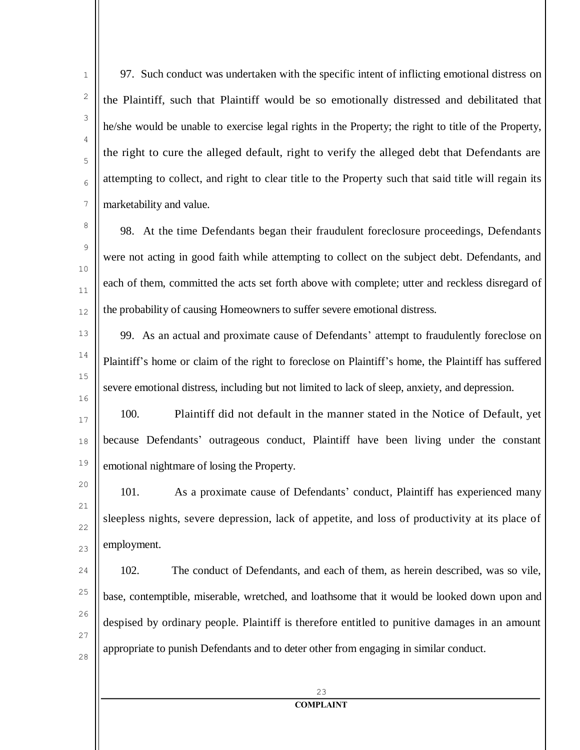97. Such conduct was undertaken with the specific intent of inflicting emotional distress on the Plaintiff, such that Plaintiff would be so emotionally distressed and debilitated that he/she would be unable to exercise legal rights in the Property; the right to title of the Property, the right to cure the alleged default, right to verify the alleged debt that Defendants are attempting to collect, and right to clear title to the Property such that said title will regain its marketability and value.

98. At the time Defendants began their fraudulent foreclosure proceedings, Defendants were not acting in good faith while attempting to collect on the subject debt. Defendants, and each of them, committed the acts set forth above with complete; utter and reckless disregard of the probability of causing Homeowners to suffer severe emotional distress.

99. As an actual and proximate cause of Defendants' attempt to fraudulently foreclose on Plaintiff's home or claim of the right to foreclose on Plaintiff's home, the Plaintiff has suffered severe emotional distress, including but not limited to lack of sleep, anxiety, and depression.

100. Plaintiff did not default in the manner stated in the Notice of Default, yet because Defendants' outrageous conduct, Plaintiff have been living under the constant emotional nightmare of losing the Property.

101. As a proximate cause of Defendants' conduct, Plaintiff has experienced many sleepless nights, severe depression, lack of appetite, and loss of productivity at its place of employment.

102. The conduct of Defendants, and each of them, as herein described, was so vile, base, contemptible, miserable, wretched, and loathsome that it would be looked down upon and despised by ordinary people. Plaintiff is therefore entitled to punitive damages in an amount appropriate to punish Defendants and to deter other from engaging in similar conduct.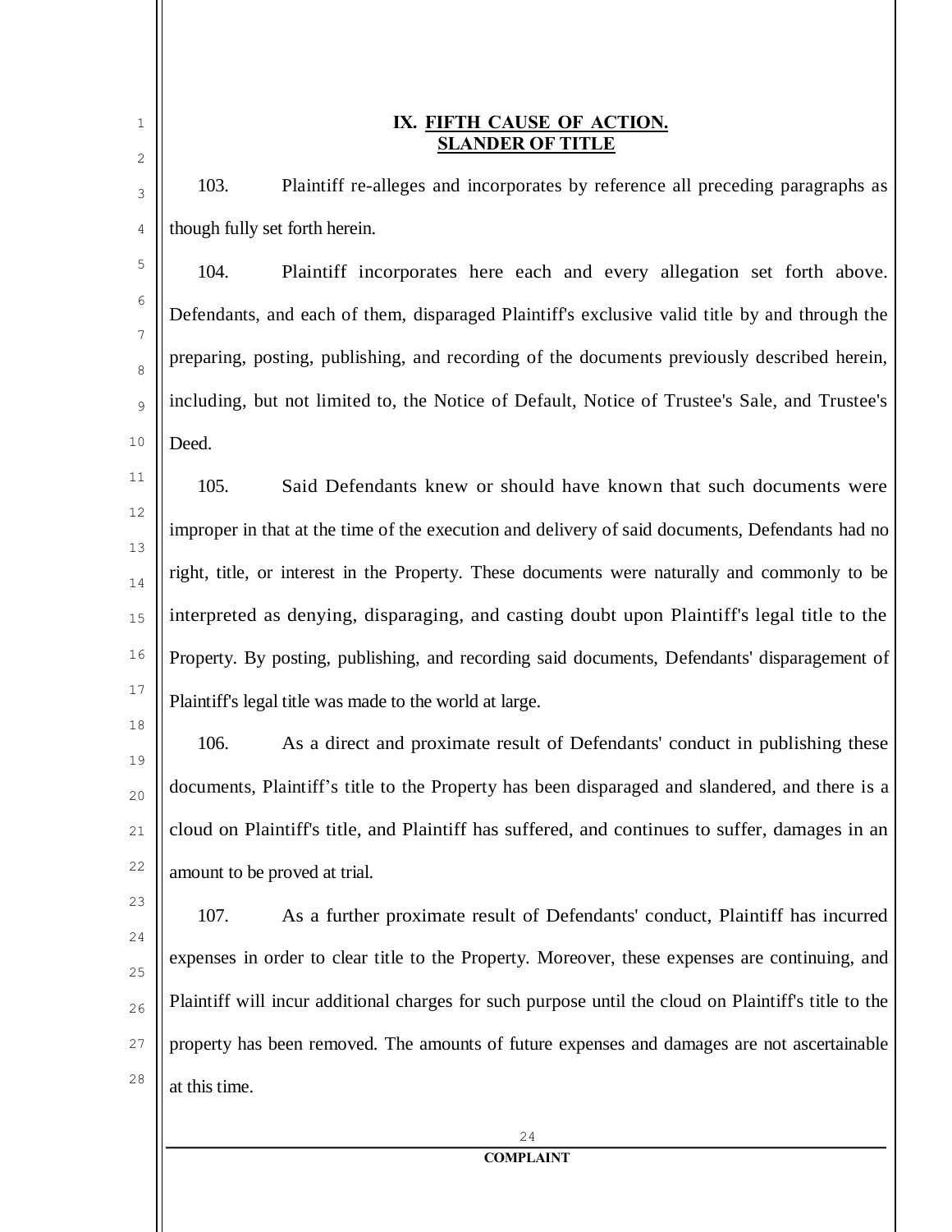## IX. FIFTH CAUSE OF ACTION.
## SLANDER OF TITLE

103. Plaintiff re-alleges and incorporates by reference all preceding paragraphs as though fully set forth herein.

104. Plaintiff incorporates here each and every allegation set forth above. Defendants, and each of them, disparaged Plaintiff's exclusive valid title by and through the preparing, posting, publishing, and recording of the documents previously described herein, including, but not limited to, the Notice of Default, Notice of Trustee's Sale, and Trustee's Deed.

105. Said Defendants knew or should have known that such documents were improper in that at the time of the execution and delivery of said documents, Defendants had no right, title, or interest in the Property. These documents were naturally and commonly to be interpreted as denying, disparaging, and casting doubt upon Plaintiff's legal title to the Property. By posting, publishing, and recording said documents, Defendants' disparagement of Plaintiff's legal title was made to the world at large.

106. As a direct and proximate result of Defendants' conduct in publishing these documents, Plaintiff's title to the Property has been disparaged and slandered, and there is a cloud on Plaintiff's title, and Plaintiff has suffered, and continues to suffer, damages in an amount to be proved at trial.

107. As a further proximate result of Defendants' conduct, Plaintiff has incurred expenses in order to clear title to the Property. Moreover, these expenses are continuing, and Plaintiff will incur additional charges for such purpose until the cloud on Plaintiff's title to the property has been removed. The amounts of future expenses and damages are not ascertainable at this time.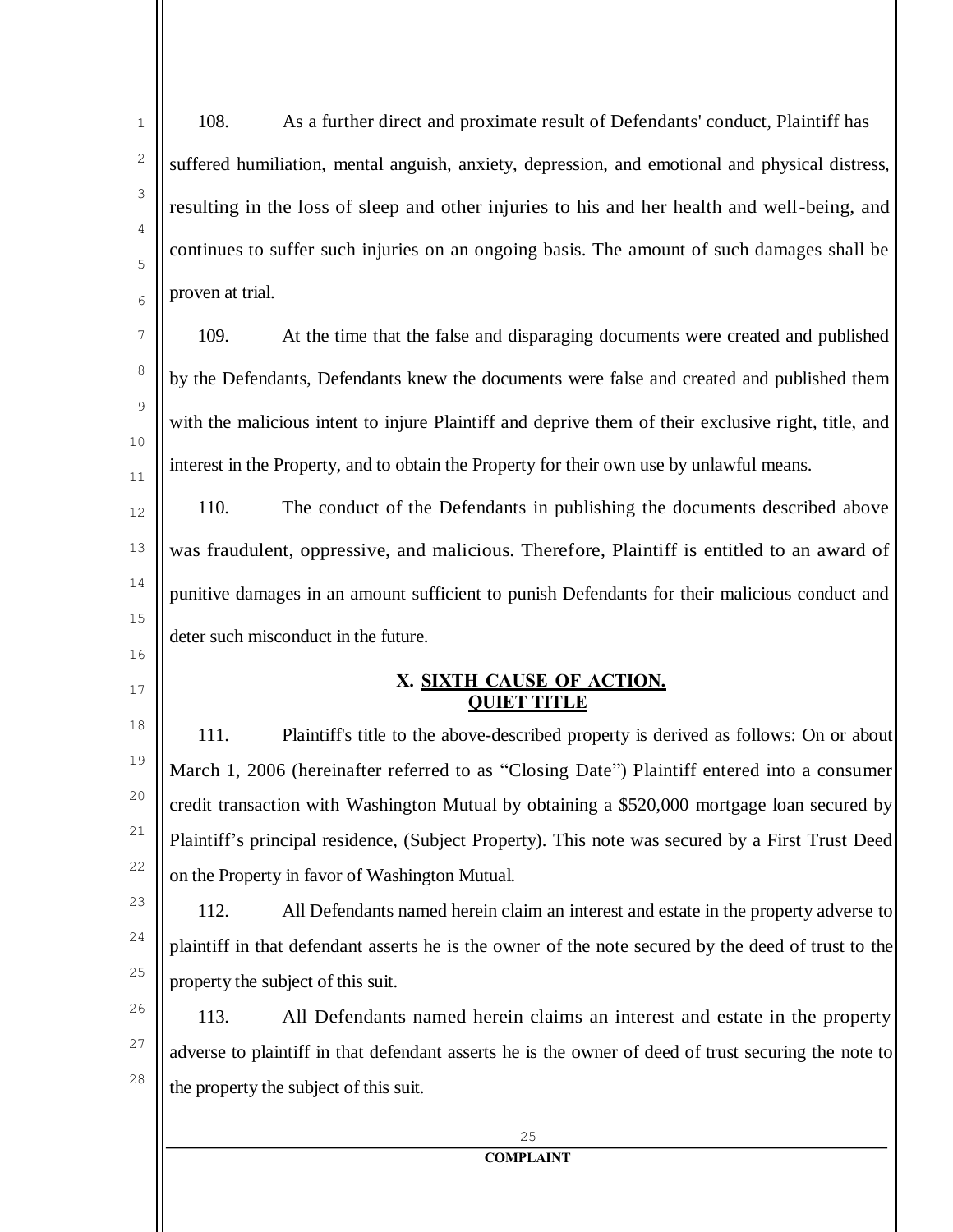108. As a further direct and proximate result of Defendants' conduct, Plaintiff has suffered humiliation, mental anguish, anxiety, depression, and emotional and physical distress, resulting in the loss of sleep and other injuries to his and her health and well-being, and continues to suffer such injuries on an ongoing basis. The amount of such damages shall be proven at trial.

109. At the time that the false and disparaging documents were created and published by the Defendants, Defendants knew the documents were false and created and published them with the malicious intent to injure Plaintiff and deprive them of their exclusive right, title, and interest in the Property, and to obtain the Property for their own use by unlawful means.

110. The conduct of the Defendants in publishing the documents described above was fraudulent, oppressive, and malicious. Therefore, Plaintiff is entitled to an award of punitive damages in an amount sufficient to punish Defendants for their malicious conduct and deter such misconduct in the future.

## X. SIXTH CAUSE OF ACTION. QUIET TITLE

111. Plaintiff's title to the above-described property is derived as follows: On or about March 1, 2006 (hereinafter referred to as "Closing Date") Plaintiff entered into a consumer credit transaction with Washington Mutual by obtaining a $520,000 mortgage loan secured by Plaintiff's principal residence, (Subject Property). This note was secured by a First Trust Deed on the Property in favor of Washington Mutual.

112. All Defendants named herein claim an interest and estate in the property adverse to plaintiff in that defendant asserts he is the owner of the note secured by the deed of trust to the property the subject of this suit.

113. All Defendants named herein claims an interest and estate in the property adverse to plaintiff in that defendant asserts he is the owner of deed of trust securing the note to the property the subject of this suit.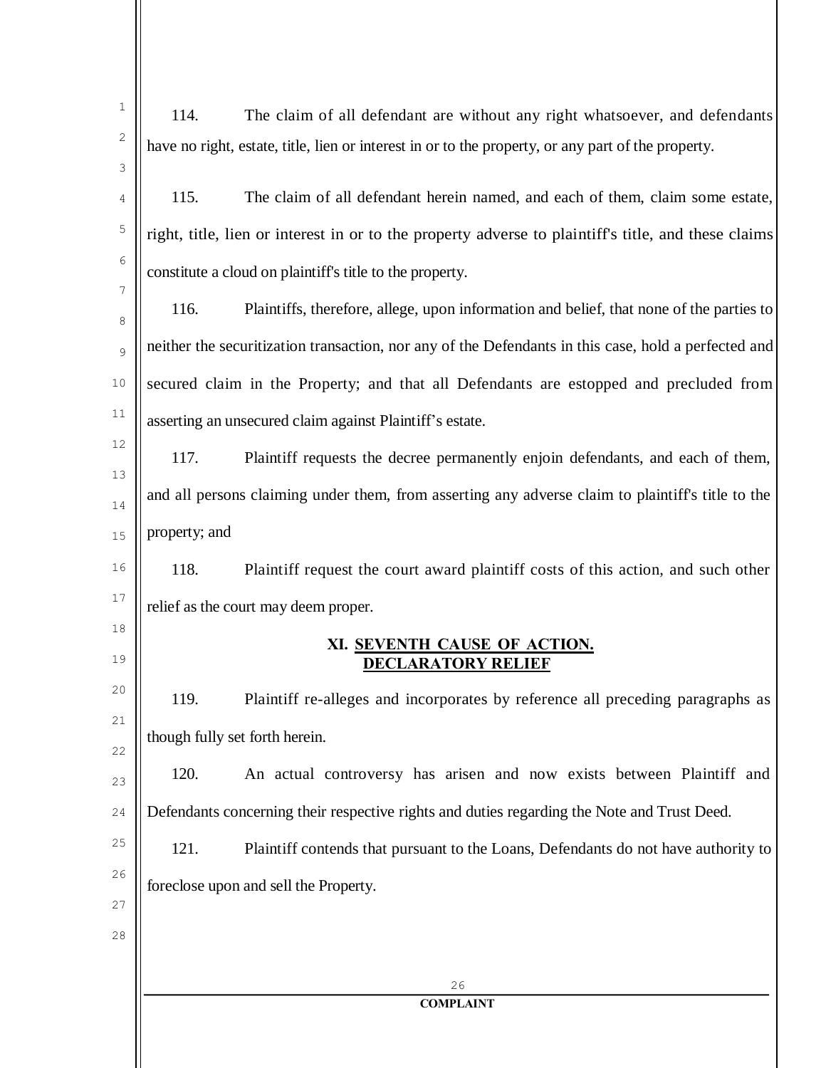114. The claim of all defendant are without any right whatsoever, and defendants have no right, estate, title, lien or interest in or to the property, or any part of the property.

115. The claim of all defendant herein named, and each of them, claim some estate, right, title, lien or interest in or to the property adverse to plaintiff's title, and these claims constitute a cloud on plaintiff's title to the property.

116. Plaintiffs, therefore, allege, upon information and belief, that none of the parties to neither the securitization transaction, nor any of the Defendants in this case, hold a perfected and secured claim in the Property; and that all Defendants are estopped and precluded from asserting an unsecured claim against Plaintiff's estate.

117. Plaintiff requests the decree permanently enjoin defendants, and each of them, and all persons claiming under them, from asserting any adverse claim to plaintiff's title to the property; and

118. Plaintiff request the court award plaintiff costs of this action, and such other relief as the court may deem proper.

## XI. SEVENTH CAUSE OF ACTION. DECLARATORY RELIEF

119. Plaintiff re-alleges and incorporates by reference all preceding paragraphs as though fully set forth herein.

120. An actual controversy has arisen and now exists between Plaintiff and Defendants concerning their respective rights and duties regarding the Note and Trust Deed.

121. Plaintiff contends that pursuant to the Loans, Defendants do not have authority to foreclose upon and sell the Property.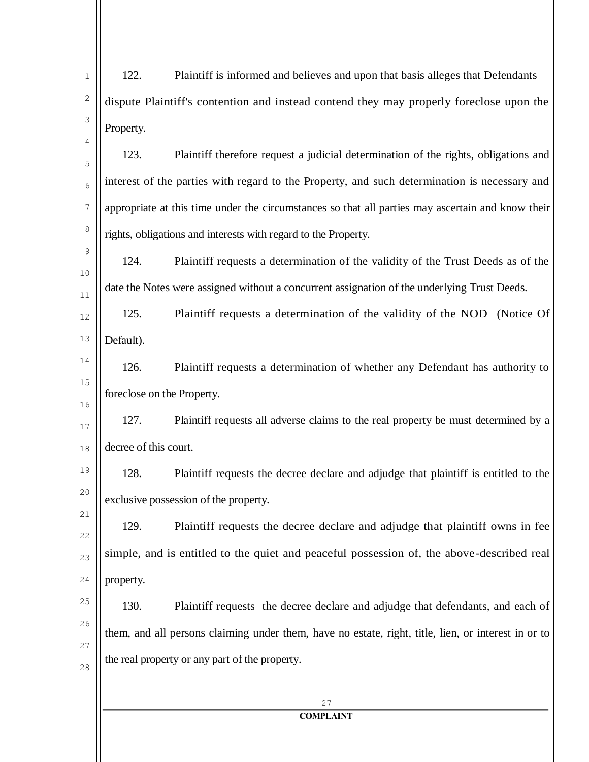122. Plaintiff is informed and believes and upon that basis alleges that Defendants dispute Plaintiff's contention and instead contend they may properly foreclose upon the Property.

123. Plaintiff therefore request a judicial determination of the rights, obligations and interest of the parties with regard to the Property, and such determination is necessary and appropriate at this time under the circumstances so that all parties may ascertain and know their rights, obligations and interests with regard to the Property.

124. Plaintiff requests a determination of the validity of the Trust Deeds as of the date the Notes were assigned without a concurrent assignation of the underlying Trust Deeds.

125. Plaintiff requests a determination of the validity of the NOD (Notice Of Default).

126. Plaintiff requests a determination of whether any Defendant has authority to foreclose on the Property.

127. Plaintiff requests all adverse claims to the real property be must determined by a decree of this court.

128. Plaintiff requests the decree declare and adjudge that plaintiff is entitled to the exclusive possession of the property.

129. Plaintiff requests the decree declare and adjudge that plaintiff owns in fee simple, and is entitled to the quiet and peaceful possession of, the above-described real property.

130. Plaintiff requests the decree declare and adjudge that defendants, and each of them, and all persons claiming under them, have no estate, right, title, lien, or interest in or to the real property or any part of the property.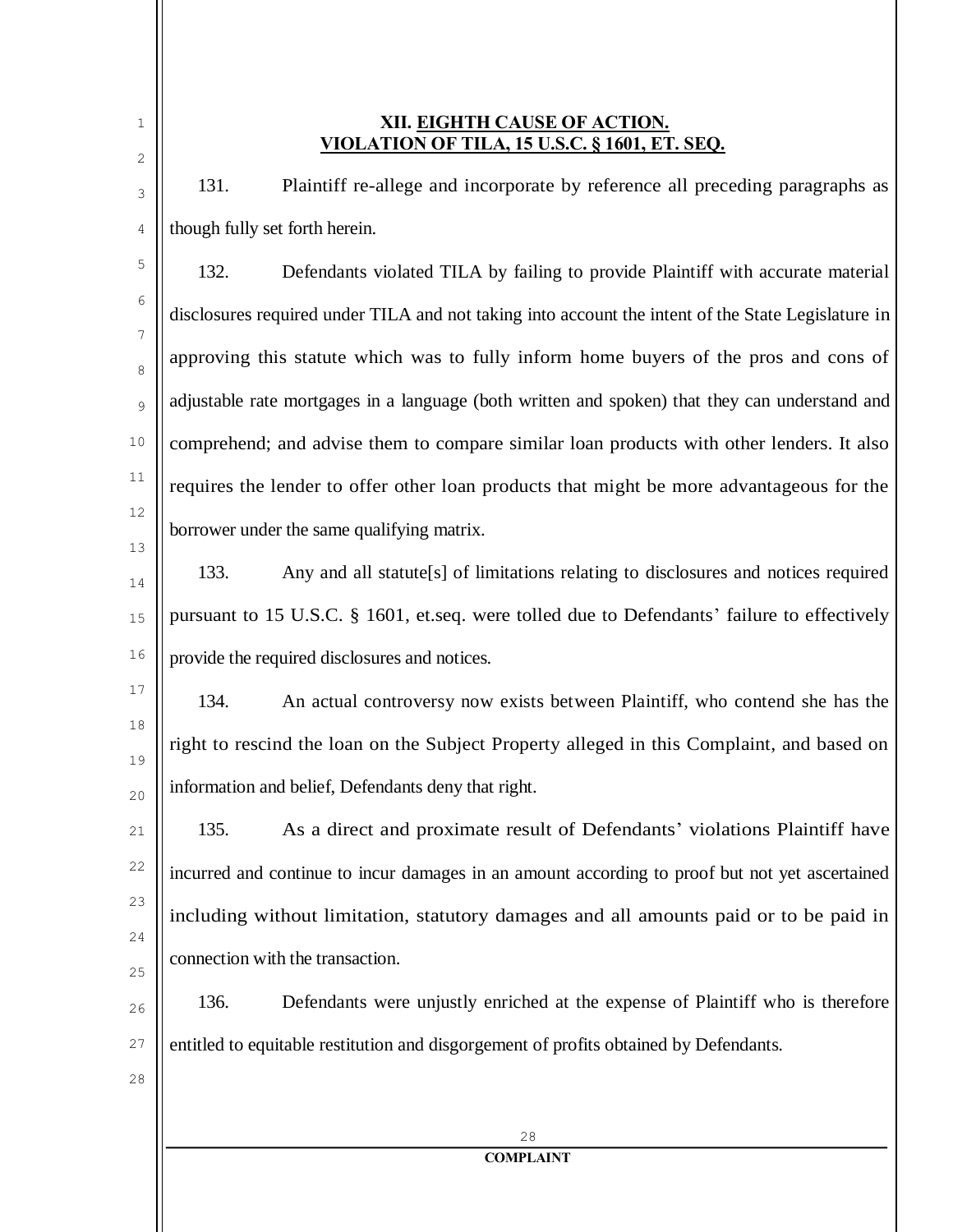## XII. EIGHTH CAUSE OF ACTION.
## VIOLATION OF TILA, 15 U.S.C. § 1601, ET. SEQ.

131. Plaintiff re-allege and incorporate by reference all preceding paragraphs as though fully set forth herein.

132. Defendants violated TILA by failing to provide Plaintiff with accurate material disclosures required under TILA and not taking into account the intent of the State Legislature in approving this statute which was to fully inform home buyers of the pros and cons of adjustable rate mortgages in a language (both written and spoken) that they can understand and comprehend; and advise them to compare similar loan products with other lenders. It also requires the lender to offer other loan products that might be more advantageous for the borrower under the same qualifying matrix.

133. Any and all statute[s] of limitations relating to disclosures and notices required pursuant to 15 U.S.C. § 1601, et.seq. were tolled due to Defendants' failure to effectively provide the required disclosures and notices.

134. An actual controversy now exists between Plaintiff, who contend she has the right to rescind the loan on the Subject Property alleged in this Complaint, and based on information and belief, Defendants deny that right.

135. As a direct and proximate result of Defendants' violations Plaintiff have incurred and continue to incur damages in an amount according to proof but not yet ascertained including without limitation, statutory damages and all amounts paid or to be paid in connection with the transaction.

136. Defendants were unjustly enriched at the expense of Plaintiff who is therefore entitled to equitable restitution and disgorgement of profits obtained by Defendants.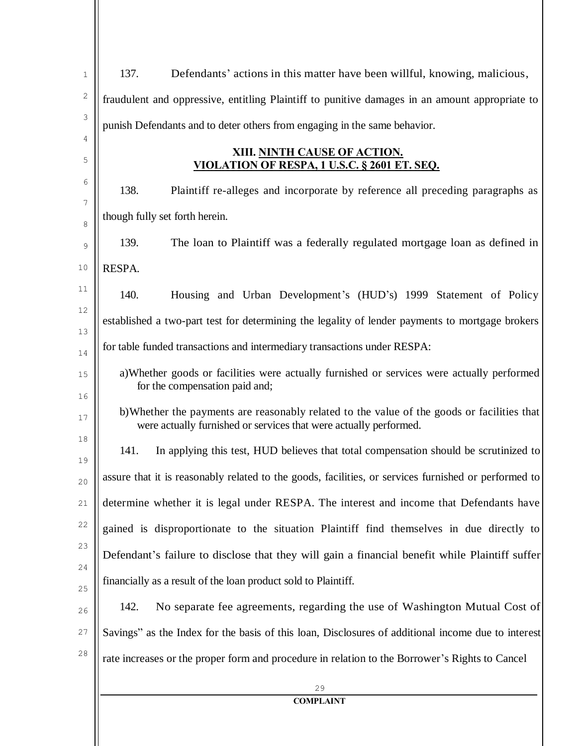137. Defendants' actions in this matter have been willful, knowing, malicious, fraudulent and oppressive, entitling Plaintiff to punitive damages in an amount appropriate to punish Defendants and to deter others from engaging in the same behavior.

## XIII. NINTH CAUSE OF ACTION. VIOLATION OF RESPA, 1 U.S.C. § 2601 ET. SEQ.

138. Plaintiff re-alleges and incorporate by reference all preceding paragraphs as though fully set forth herein.

139. The loan to Plaintiff was a federally regulated mortgage loan as defined in RESPA.

140. Housing and Urban Development's (HUD's) 1999 Statement of Policy established a two-part test for determining the legality of lender payments to mortgage brokers for table funded transactions and intermediary transactions under RESPA:

a)Whether goods or facilities were actually furnished or services were actually performed for the compensation paid and;

b)Whether the payments are reasonably related to the value of the goods or facilities that were actually furnished or services that were actually performed.

141. In applying this test, HUD believes that total compensation should be scrutinized to assure that it is reasonably related to the goods, facilities, or services furnished or performed to determine whether it is legal under RESPA. The interest and income that Defendants have gained is disproportionate to the situation Plaintiff find themselves in due directly to Defendant's failure to disclose that they will gain a financial benefit while Plaintiff suffer financially as a result of the loan product sold to Plaintiff.

142. No separate fee agreements, regarding the use of Washington Mutual Cost of Savings" as the Index for the basis of this loan, Disclosures of additional income due to interest rate increases or the proper form and procedure in relation to the Borrower's Rights to Cancel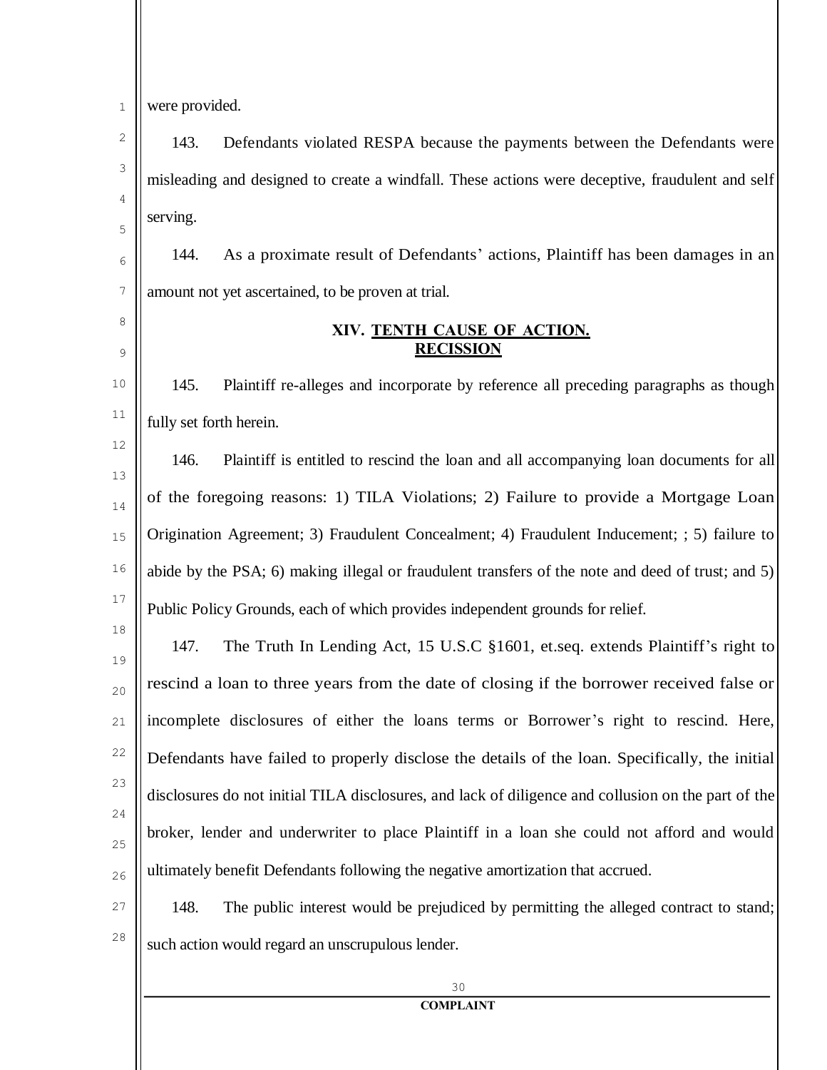were provided.

143. Defendants violated RESPA because the payments between the Defendants were misleading and designed to create a windfall. These actions were deceptive, fraudulent and self serving.

144. As a proximate result of Defendants' actions, Plaintiff has been damages in an amount not yet ascertained, to be proven at trial.

## XIV. TENTH CAUSE OF ACTION. RECISSION

145. Plaintiff re-alleges and incorporate by reference all preceding paragraphs as though fully set forth herein.

146. Plaintiff is entitled to rescind the loan and all accompanying loan documents for all of the foregoing reasons: 1) TILA Violations; 2) Failure to provide a Mortgage Loan Origination Agreement; 3) Fraudulent Concealment; 4) Fraudulent Inducement; ; 5) failure to abide by the PSA; 6) making illegal or fraudulent transfers of the note and deed of trust; and 5) Public Policy Grounds, each of which provides independent grounds for relief.

147. The Truth In Lending Act, 15 U.S.C §1601, et.seq. extends Plaintiff's right to rescind a loan to three years from the date of closing if the borrower received false or incomplete disclosures of either the loans terms or Borrower's right to rescind. Here, Defendants have failed to properly disclose the details of the loan. Specifically, the initial disclosures do not initial TILA disclosures, and lack of diligence and collusion on the part of the broker, lender and underwriter to place Plaintiff in a loan she could not afford and would ultimately benefit Defendants following the negative amortization that accrued.

148. The public interest would be prejudiced by permitting the alleged contract to stand; such action would regard an unscrupulous lender.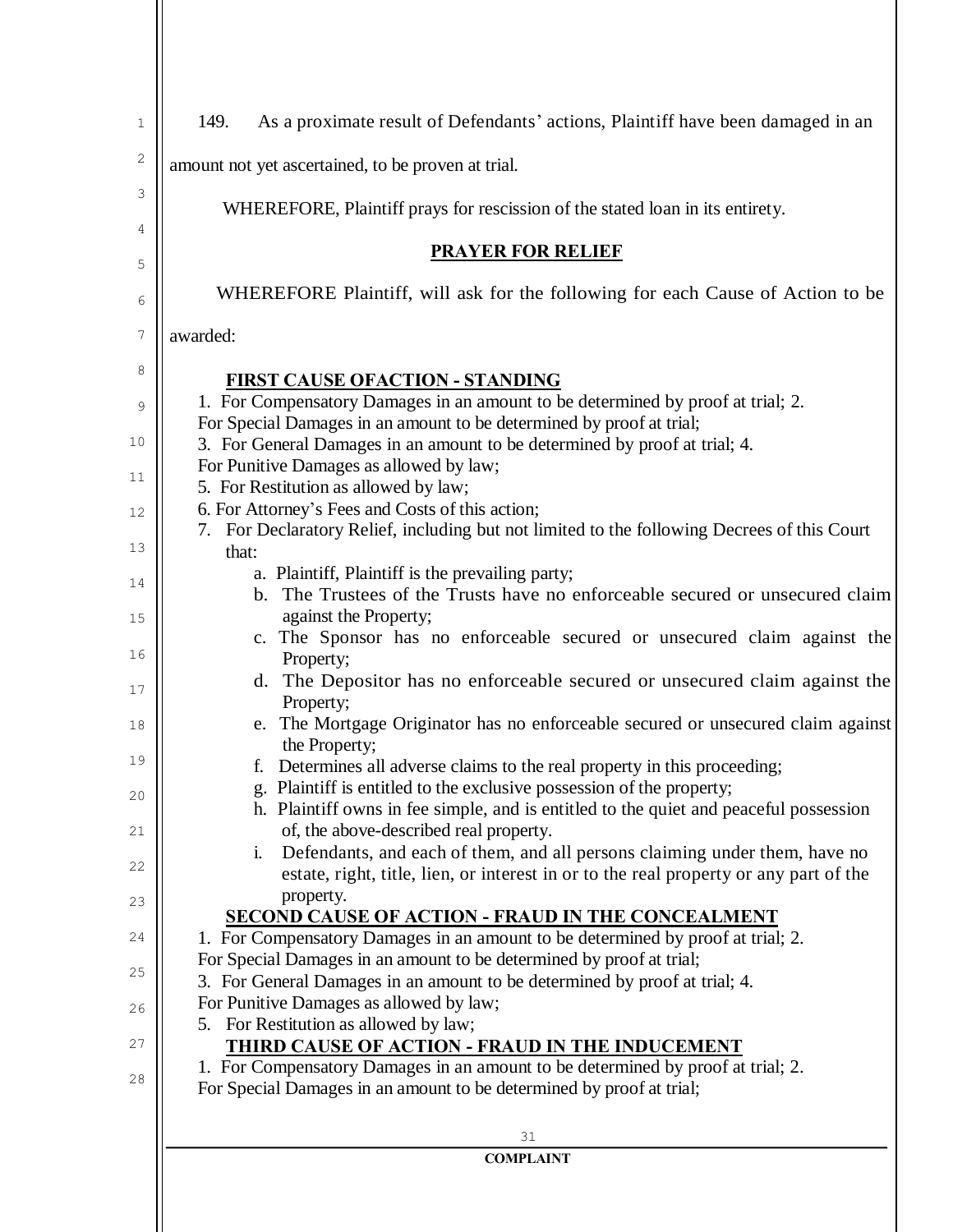149. As a proximate result of Defendants' actions, Plaintiff have been damaged in an amount not yet ascertained, to be proven at trial.

WHEREFORE, Plaintiff prays for rescission of the stated loan in its entirety.

## PRAYER FOR RELIEF

WHEREFORE Plaintiff, will ask for the following for each Cause of Action to be awarded:

**FIRST CAUSE OFACTION - STANDING**

1. For Compensatory Damages in an amount to be determined by proof at trial; 2. For Special Damages in an amount to be determined by proof at trial;
3. For General Damages in an amount to be determined by proof at trial; 4. For Punitive Damages as allowed by law;
5. For Restitution as allowed by law;
6. For Attorney's Fees and Costs of this action;
7. For Declaratory Relief, including but not limited to the following Decrees of this Court that:
   a. Plaintiff, Plaintiff is the prevailing party;
   b. The Trustees of the Trusts have no enforceable secured or unsecured claim against the Property;
   c. The Sponsor has no enforceable secured or unsecured claim against the Property;
   d. The Depositor has no enforceable secured or unsecured claim against the Property;
   e. The Mortgage Originator has no enforceable secured or unsecured claim against the Property;
   f. Determines all adverse claims to the real property in this proceeding;
   g. Plaintiff is entitled to the exclusive possession of the property;
   h. Plaintiff owns in fee simple, and is entitled to the quiet and peaceful possession of, the above-described real property.
   i. Defendants, and each of them, and all persons claiming under them, have no estate, right, title, lien, or interest in or to the real property or any part of the property.

**SECOND CAUSE OF ACTION - FRAUD IN THE CONCEALMENT**

1. For Compensatory Damages in an amount to be determined by proof at trial; 2. For Special Damages in an amount to be determined by proof at trial;
3. For General Damages in an amount to be determined by proof at trial; 4. For Punitive Damages as allowed by law;
5. For Restitution as allowed by law;

**THIRD CAUSE OF ACTION - FRAUD IN THE INDUCEMENT**

1. For Compensatory Damages in an amount to be determined by proof at trial; 2. For Special Damages in an amount to be determined by proof at trial;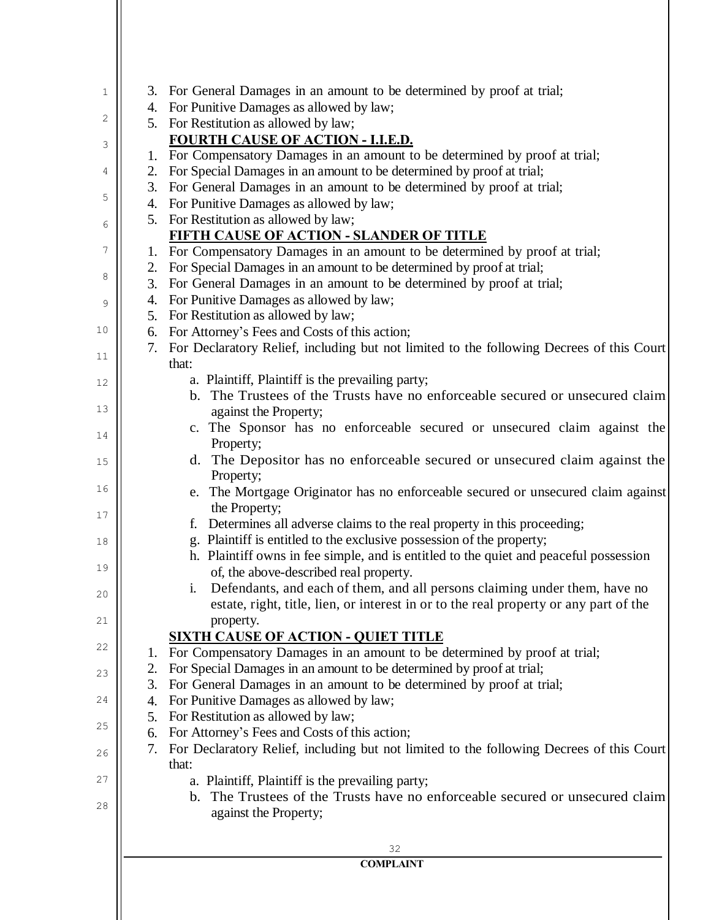3. For General Damages in an amount to be determined by proof at trial;
4. For Punitive Damages as allowed by law;
5. For Restitution as allowed by law;

**FOURTH CAUSE OF ACTION - I.I.E.D.**

1. For Compensatory Damages in an amount to be determined by proof at trial;
2. For Special Damages in an amount to be determined by proof at trial;
3. For General Damages in an amount to be determined by proof at trial;
4. For Punitive Damages as allowed by law;
5. For Restitution as allowed by law;

**FIFTH CAUSE OF ACTION - SLANDER OF TITLE**

1. For Compensatory Damages in an amount to be determined by proof at trial;
2. For Special Damages in an amount to be determined by proof at trial;
3. For General Damages in an amount to be determined by proof at trial;
4. For Punitive Damages as allowed by law;
5. For Restitution as allowed by law;
6. For Attorney's Fees and Costs of this action;
7. For Declaratory Relief, including but not limited to the following Decrees of this Court that:
   - a. Plaintiff, Plaintiff is the prevailing party;
   - b. The Trustees of the Trusts have no enforceable secured or unsecured claim against the Property;
   - c. The Sponsor has no enforceable secured or unsecured claim against the Property;
   - d. The Depositor has no enforceable secured or unsecured claim against the Property;
   - e. The Mortgage Originator has no enforceable secured or unsecured claim against the Property;
   - f. Determines all adverse claims to the real property in this proceeding;
   - g. Plaintiff is entitled to the exclusive possession of the property;
   - h. Plaintiff owns in fee simple, and is entitled to the quiet and peaceful possession of, the above-described real property.
   - i. Defendants, and each of them, and all persons claiming under them, have no estate, right, title, lien, or interest in or to the real property or any part of the property.

**SIXTH CAUSE OF ACTION - QUIET TITLE**

1. For Compensatory Damages in an amount to be determined by proof at trial;
2. For Special Damages in an amount to be determined by proof at trial;
3. For General Damages in an amount to be determined by proof at trial;
4. For Punitive Damages as allowed by law;
5. For Restitution as allowed by law;
6. For Attorney's Fees and Costs of this action;
7. For Declaratory Relief, including but not limited to the following Decrees of this Court that:
   - a. Plaintiff, Plaintiff is the prevailing party;
   - b. The Trustees of the Trusts have no enforceable secured or unsecured claim against the Property;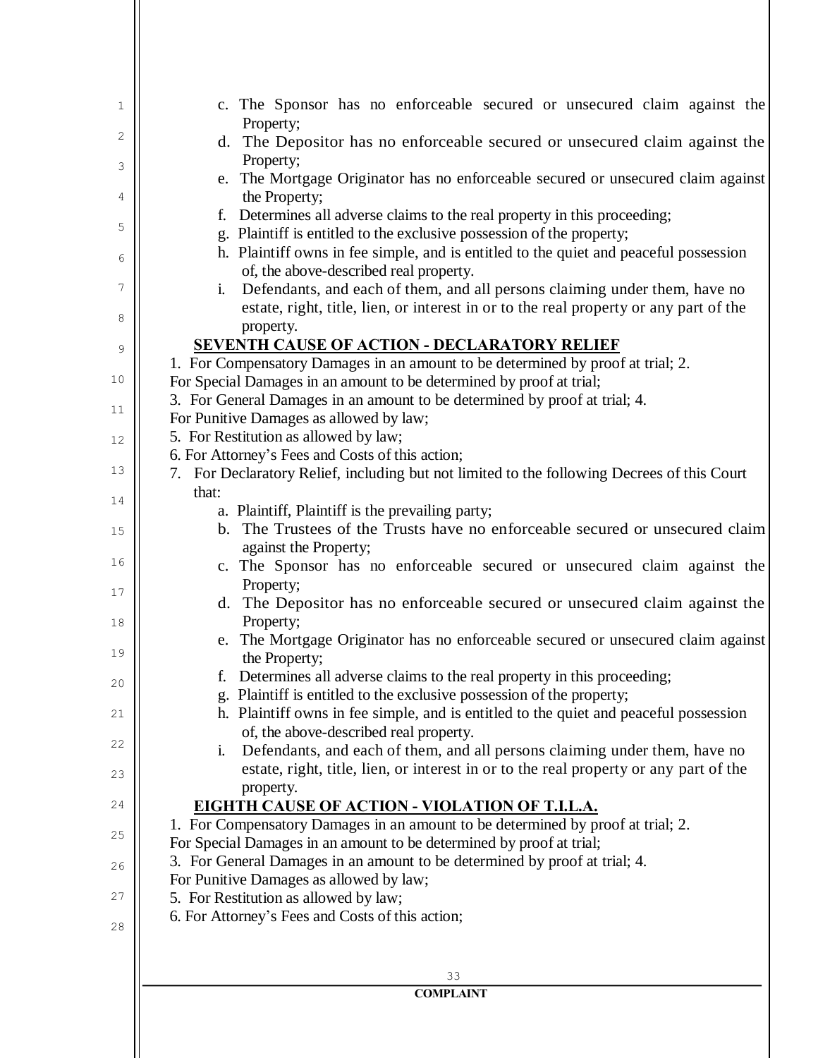c. The Sponsor has no enforceable secured or unsecured claim against the Property;
d. The Depositor has no enforceable secured or unsecured claim against the Property;
e. The Mortgage Originator has no enforceable secured or unsecured claim against the Property;
f. Determines all adverse claims to the real property in this proceeding;
g. Plaintiff is entitled to the exclusive possession of the property;
h. Plaintiff owns in fee simple, and is entitled to the quiet and peaceful possession of, the above-described real property.
i. Defendants, and each of them, and all persons claiming under them, have no estate, right, title, lien, or interest in or to the real property or any part of the property.

## SEVENTH CAUSE OF ACTION - DECLARATORY RELIEF

1. For Compensatory Damages in an amount to be determined by proof at trial; 2. For Special Damages in an amount to be determined by proof at trial;
3. For General Damages in an amount to be determined by proof at trial; 4. For Punitive Damages as allowed by law;
5. For Restitution as allowed by law;
6. For Attorney's Fees and Costs of this action;
7. For Declaratory Relief, including but not limited to the following Decrees of this Court that:
   a. Plaintiff, Plaintiff is the prevailing party;
   b. The Trustees of the Trusts have no enforceable secured or unsecured claim against the Property;
   c. The Sponsor has no enforceable secured or unsecured claim against the Property;
   d. The Depositor has no enforceable secured or unsecured claim against the Property;
   e. The Mortgage Originator has no enforceable secured or unsecured claim against the Property;
   f. Determines all adverse claims to the real property in this proceeding;
   g. Plaintiff is entitled to the exclusive possession of the property;
   h. Plaintiff owns in fee simple, and is entitled to the quiet and peaceful possession of, the above-described real property.
   i. Defendants, and each of them, and all persons claiming under them, have no estate, right, title, lien, or interest in or to the real property or any part of the property.

## EIGHTH CAUSE OF ACTION - VIOLATION OF T.I.L.A.

1. For Compensatory Damages in an amount to be determined by proof at trial; 2. For Special Damages in an amount to be determined by proof at trial;
3. For General Damages in an amount to be determined by proof at trial; 4. For Punitive Damages as allowed by law;
5. For Restitution as allowed by law;
6. For Attorney's Fees and Costs of this action;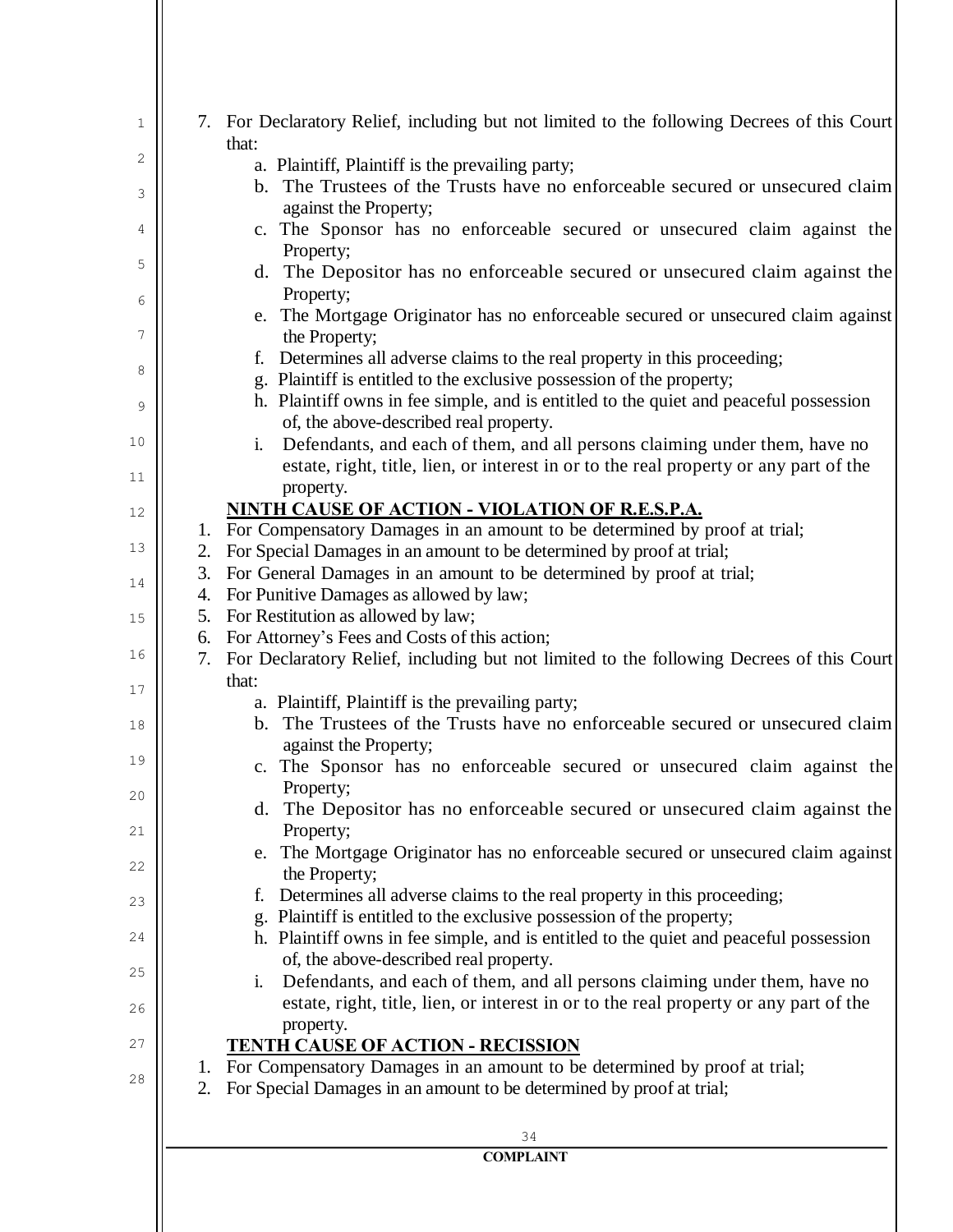7. For Declaratory Relief, including but not limited to the following Decrees of this Court that:
    a. Plaintiff, Plaintiff is the prevailing party;
    b. The Trustees of the Trusts have no enforceable secured or unsecured claim against the Property;
    c. The Sponsor has no enforceable secured or unsecured claim against the Property;
    d. The Depositor has no enforceable secured or unsecured claim against the Property;
    e. The Mortgage Originator has no enforceable secured or unsecured claim against the Property;
    f. Determines all adverse claims to the real property in this proceeding;
    g. Plaintiff is entitled to the exclusive possession of the property;
    h. Plaintiff owns in fee simple, and is entitled to the quiet and peaceful possession of, the above-described real property.
    i. Defendants, and each of them, and all persons claiming under them, have no estate, right, title, lien, or interest in or to the real property or any part of the property.

**NINTH CAUSE OF ACTION - VIOLATION OF R.E.S.P.A.**

1. For Compensatory Damages in an amount to be determined by proof at trial;
2. For Special Damages in an amount to be determined by proof at trial;
3. For General Damages in an amount to be determined by proof at trial;
4. For Punitive Damages as allowed by law;
5. For Restitution as allowed by law;
6. For Attorney's Fees and Costs of this action;
7. For Declaratory Relief, including but not limited to the following Decrees of this Court that:
    a. Plaintiff, Plaintiff is the prevailing party;
    b. The Trustees of the Trusts have no enforceable secured or unsecured claim against the Property;
    c. The Sponsor has no enforceable secured or unsecured claim against the Property;
    d. The Depositor has no enforceable secured or unsecured claim against the Property;
    e. The Mortgage Originator has no enforceable secured or unsecured claim against the Property;
    f. Determines all adverse claims to the real property in this proceeding;
    g. Plaintiff is entitled to the exclusive possession of the property;
    h. Plaintiff owns in fee simple, and is entitled to the quiet and peaceful possession of, the above-described real property.
    i. Defendants, and each of them, and all persons claiming under them, have no estate, right, title, lien, or interest in or to the real property or any part of the property.

**TENTH CAUSE OF ACTION - RECISSION**

1. For Compensatory Damages in an amount to be determined by proof at trial;
2. For Special Damages in an amount to be determined by proof at trial;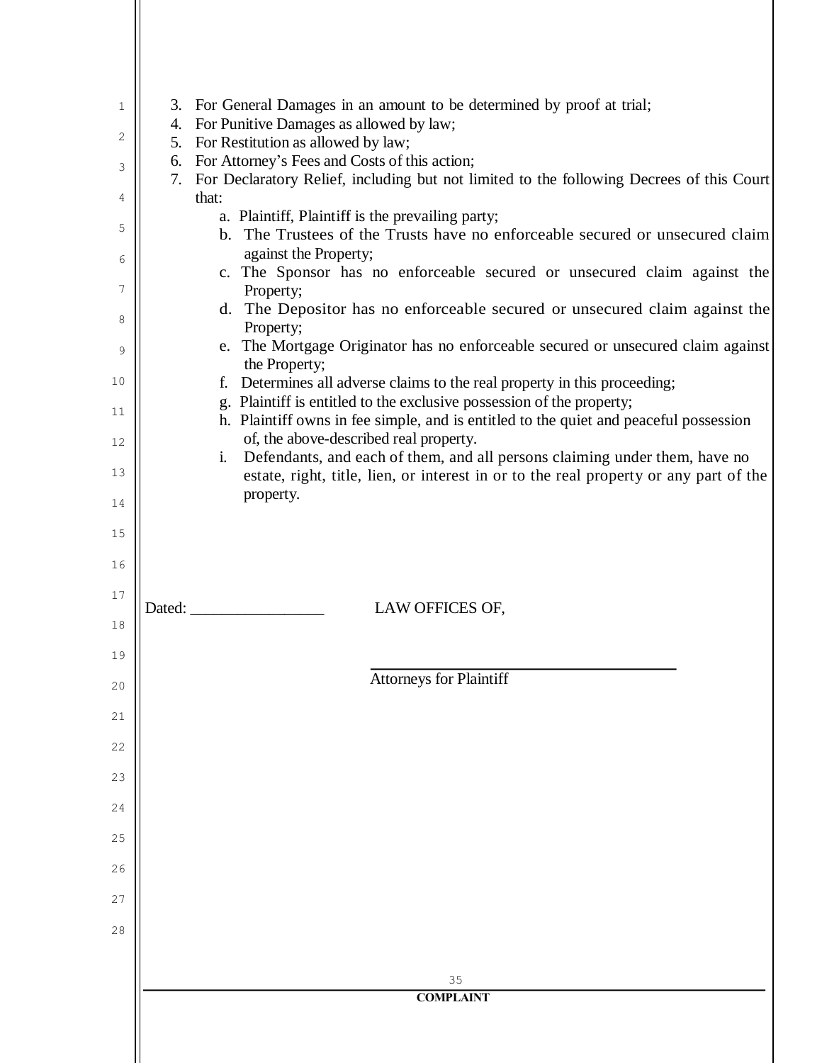3. For General Damages in an amount to be determined by proof at trial;
4. For Punitive Damages as allowed by law;
5. For Restitution as allowed by law;
6. For Attorney's Fees and Costs of this action;
7. For Declaratory Relief, including but not limited to the following Decrees of this Court that:
   a. Plaintiff, Plaintiff is the prevailing party;
   b. The Trustees of the Trusts have no enforceable secured or unsecured claim against the Property;
   c. The Sponsor has no enforceable secured or unsecured claim against the Property;
   d. The Depositor has no enforceable secured or unsecured claim against the Property;
   e. The Mortgage Originator has no enforceable secured or unsecured claim against the Property;
   f. Determines all adverse claims to the real property in this proceeding;
   g. Plaintiff is entitled to the exclusive possession of the property;
   h. Plaintiff owns in fee simple, and is entitled to the quiet and peaceful possession of, the above-described real property.
   i. Defendants, and each of them, and all persons claiming under them, have no estate, right, title, lien, or interest in or to the real property or any part of the property.

Dated: _________________ LAW OFFICES OF,

_______________________________________

Attorneys for Plaintiff

**COMPLAINT**